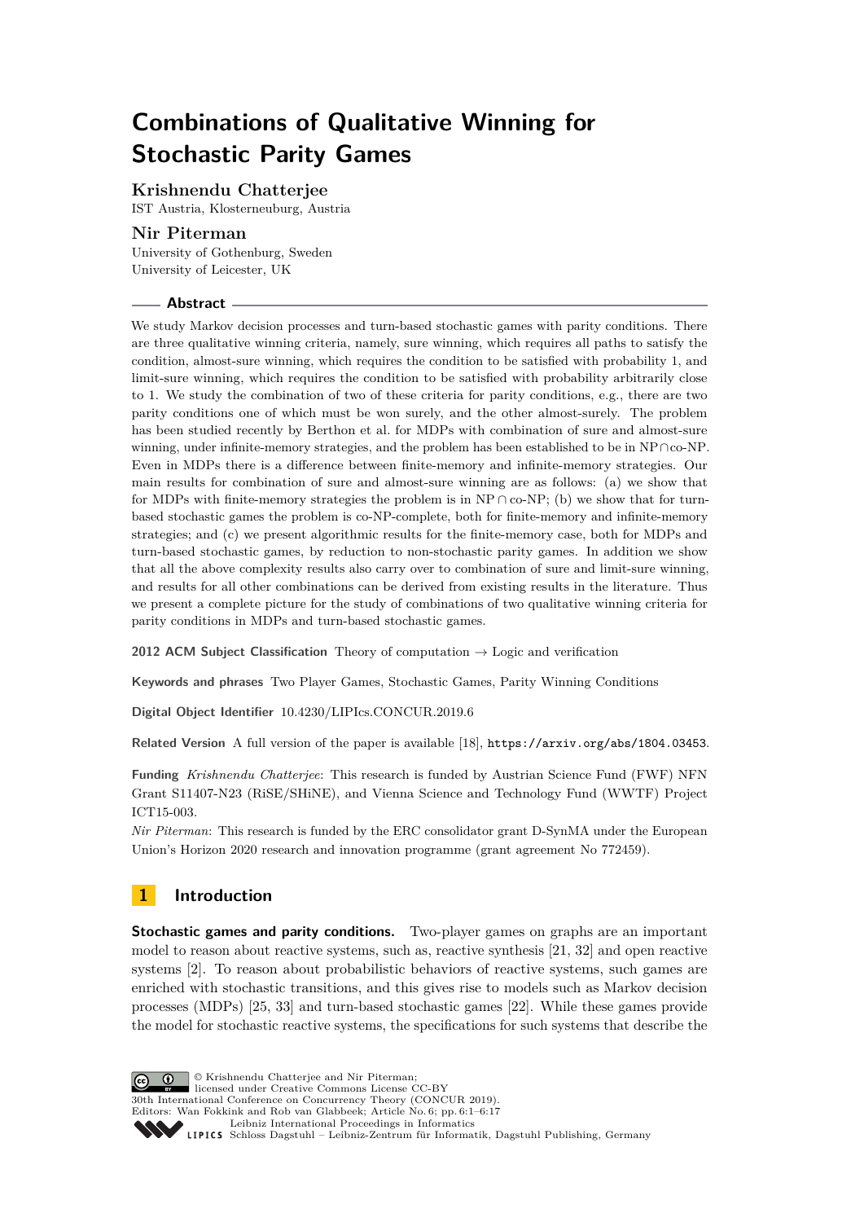# Combinations of Qualitative Winning for Stochastic Parity Games

**Krishnendu Chatterjee**
IST Austria, Klosterneuburg, Austria

**Nir Piterman**
University of Gothenburg, Sweden
University of Leicester, UK

## Abstract

We study Markov decision processes and turn-based stochastic games with parity conditions. There are three qualitative winning criteria, namely, sure winning, which requires all paths to satisfy the condition, almost-sure winning, which requires the condition to be satisfied with probability 1, and limit-sure winning, which requires the condition to be satisfied with probability arbitrarily close to 1. We study the combination of two of these criteria for parity conditions, e.g., there are two parity conditions one of which must be won surely, and the other almost-surely. The problem has been studied recently by Berthon et al. for MDPs with combination of sure and almost-sure winning, under infinite-memory strategies, and the problem has been established to be in NP$\cap$co-NP. Even in MDPs there is a difference between finite-memory and infinite-memory strategies. Our main results for combination of sure and almost-sure winning are as follows: (a) we show that for MDPs with finite-memory strategies the problem is in NP $\cap$ co-NP; (b) we show that for turn-based stochastic games the problem is co-NP-complete, both for finite-memory and infinite-memory strategies; and (c) we present algorithmic results for the finite-memory case, both for MDPs and turn-based stochastic games, by reduction to non-stochastic parity games. In addition we show that all the above complexity results also carry over to combination of sure and limit-sure winning, and results for all other combinations can be derived from existing results in the literature. Thus we present a complete picture for the study of combinations of two qualitative winning criteria for parity conditions in MDPs and turn-based stochastic games.

**2012 ACM Subject Classification** Theory of computation → Logic and verification

**Keywords and phrases** Two Player Games, Stochastic Games, Parity Winning Conditions

**Digital Object Identifier** 10.4230/LIPIcs.CONCUR.2019.6

**Related Version** A full version of the paper is available [18], `https://arxiv.org/abs/1804.03453`.

**Funding** *Krishnendu Chatterjee*: This research is funded by Austrian Science Fund (FWF) NFN Grant S11407-N23 (RiSE/SHiNE), and Vienna Science and Technology Fund (WWTF) Project ICT15-003.
*Nir Piterman*: This research is funded by the ERC consolidator grant D-SynMA under the European Union's Horizon 2020 research and innovation programme (grant agreement No 772459).

## 1 Introduction

**Stochastic games and parity conditions.** Two-player games on graphs are an important model to reason about reactive systems, such as, reactive synthesis [21, 32] and open reactive systems [2]. To reason about probabilistic behaviors of reactive systems, such games are enriched with stochastic transitions, and this gives rise to models such as Markov decision processes (MDPs) [25, 33] and turn-based stochastic games [22]. While these games provide the model for stochastic reactive systems, the specifications for such systems that describe the

© Krishnendu Chatterjee and Nir Piterman;
licensed under Creative Commons License CC-BY
30th International Conference on Concurrency Theory (CONCUR 2019).
Editors: Wan Fokkink and Rob van Glabbeek; Article No. 6; pp. 6:1–6:17
Leibniz International Proceedings in Informatics
LIPICS Schloss Dagstuhl – Leibniz-Zentrum für Informatik, Dagstuhl Publishing, Germany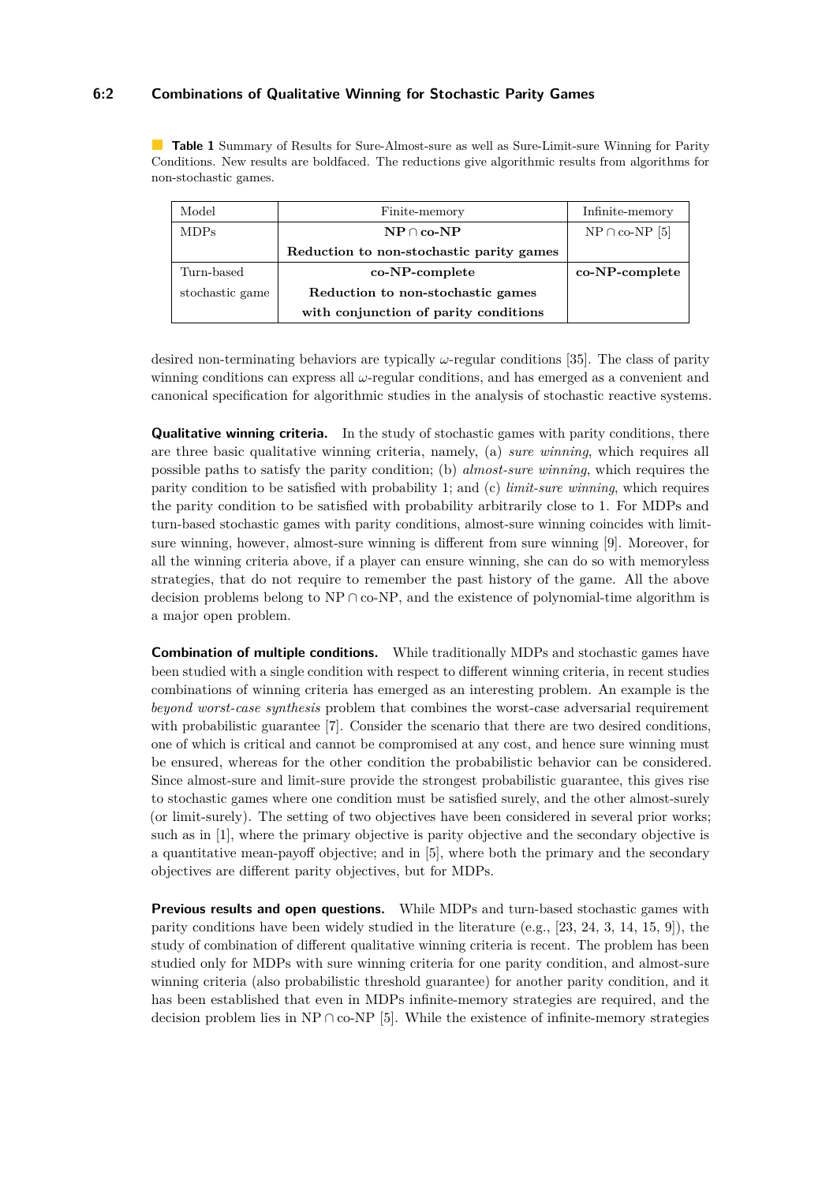**Table 1** Summary of Results for Sure-Almost-sure as well as Sure-Limit-sure Winning for Parity Conditions. New results are boldfaced. The reductions give algorithmic results from algorithms for non-stochastic games.

| Model | Finite-memory | Infinite-memory |
|---|---|---|
| MDPs | **NP ∩ co-NP** | NP ∩ co-NP [5] |
| | **Reduction to non-stochastic parity games** | |
| Turn-based stochastic game | **co-NP-complete** | **co-NP-complete** |
| | **Reduction to non-stochastic games with conjunction of parity conditions** | |

desired non-terminating behaviors are typically $\omega$-regular conditions [35]. The class of parity winning conditions can express all $\omega$-regular conditions, and has emerged as a convenient and canonical specification for algorithmic studies in the analysis of stochastic reactive systems.

**Qualitative winning criteria.** In the study of stochastic games with parity conditions, there are three basic qualitative winning criteria, namely, (a) *sure winning*, which requires all possible paths to satisfy the parity condition; (b) *almost-sure winning*, which requires the parity condition to be satisfied with probability 1; and (c) *limit-sure winning*, which requires the parity condition to be satisfied with probability arbitrarily close to 1. For MDPs and turn-based stochastic games with parity conditions, almost-sure winning coincides with limit-sure winning, however, almost-sure winning is different from sure winning [9]. Moreover, for all the winning criteria above, if a player can ensure winning, she can do so with memoryless strategies, that do not require to remember the past history of the game. All the above decision problems belong to NP ∩ co-NP, and the existence of polynomial-time algorithm is a major open problem.

**Combination of multiple conditions.** While traditionally MDPs and stochastic games have been studied with a single condition with respect to different winning criteria, in recent studies combinations of winning criteria has emerged as an interesting problem. An example is the *beyond worst-case synthesis* problem that combines the worst-case adversarial requirement with probabilistic guarantee [7]. Consider the scenario that there are two desired conditions, one of which is critical and cannot be compromised at any cost, and hence sure winning must be ensured, whereas for the other condition the probabilistic behavior can be considered. Since almost-sure and limit-sure provide the strongest probabilistic guarantee, this gives rise to stochastic games where one condition must be satisfied surely, and the other almost-surely (or limit-surely). The setting of two objectives have been considered in several prior works; such as in [1], where the primary objective is parity objective and the secondary objective is a quantitative mean-payoff objective; and in [5], where both the primary and the secondary objectives are different parity objectives, but for MDPs.

**Previous results and open questions.** While MDPs and turn-based stochastic games with parity conditions have been widely studied in the literature (e.g., [23, 24, 3, 14, 15, 9]), the study of combination of different qualitative winning criteria is recent. The problem has been studied only for MDPs with sure winning criteria for one parity condition, and almost-sure winning criteria (also probabilistic threshold guarantee) for another parity condition, and it has been established that even in MDPs infinite-memory strategies are required, and the decision problem lies in NP ∩ co-NP [5]. While the existence of infinite-memory strategies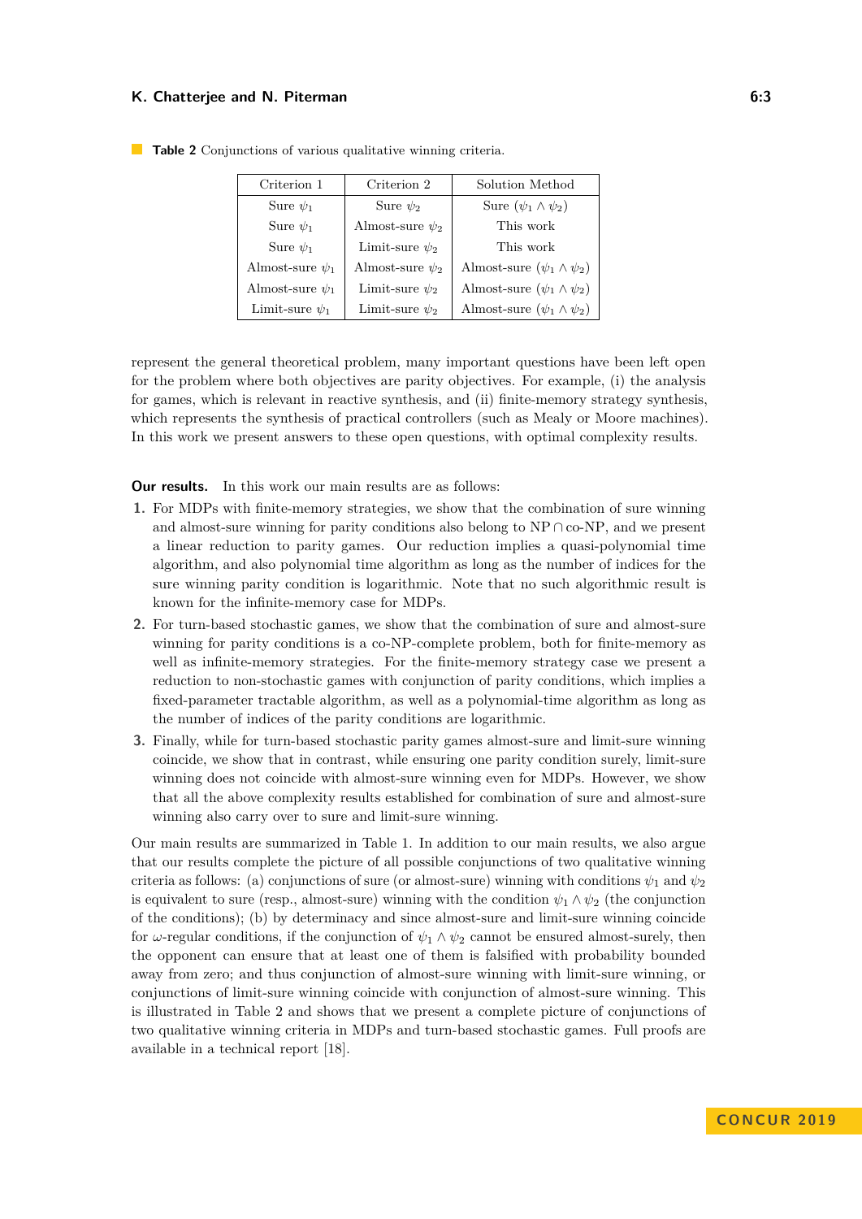**Table 2** Conjunctions of various qualitative winning criteria.

| Criterion 1 | Criterion 2 | Solution Method |
|---|---|---|
| Sure $\psi_1$ | Sure $\psi_2$ | Sure $(\psi_1 \wedge \psi_2)$ |
| Sure $\psi_1$ | Almost-sure $\psi_2$ | This work |
| Sure $\psi_1$ | Limit-sure $\psi_2$ | This work |
| Almost-sure $\psi_1$ | Almost-sure $\psi_2$ | Almost-sure $(\psi_1 \wedge \psi_2)$ |
| Almost-sure $\psi_1$ | Limit-sure $\psi_2$ | Almost-sure $(\psi_1 \wedge \psi_2)$ |
| Limit-sure $\psi_1$ | Limit-sure $\psi_2$ | Almost-sure $(\psi_1 \wedge \psi_2)$ |

represent the general theoretical problem, many important questions have been left open for the problem where both objectives are parity objectives. For example, (i) the analysis for games, which is relevant in reactive synthesis, and (ii) finite-memory strategy synthesis, which represents the synthesis of practical controllers (such as Mealy or Moore machines). In this work we present answers to these open questions, with optimal complexity results.

**Our results.** In this work our main results are as follows:

1. For MDPs with finite-memory strategies, we show that the combination of sure winning and almost-sure winning for parity conditions also belong to NP $\cap$ co-NP, and we present a linear reduction to parity games. Our reduction implies a quasi-polynomial time algorithm, and also polynomial time algorithm as long as the number of indices for the sure winning parity condition is logarithmic. Note that no such algorithmic result is known for the infinite-memory case for MDPs.
2. For turn-based stochastic games, we show that the combination of sure and almost-sure winning for parity conditions is a co-NP-complete problem, both for finite-memory as well as infinite-memory strategies. For the finite-memory strategy case we present a reduction to non-stochastic games with conjunction of parity conditions, which implies a fixed-parameter tractable algorithm, as well as a polynomial-time algorithm as long as the number of indices of the parity conditions are logarithmic.
3. Finally, while for turn-based stochastic parity games almost-sure and limit-sure winning coincide, we show that in contrast, while ensuring one parity condition surely, limit-sure winning does not coincide with almost-sure winning even for MDPs. However, we show that all the above complexity results established for combination of sure and almost-sure winning also carry over to sure and limit-sure winning.

Our main results are summarized in Table 1. In addition to our main results, we also argue that our results complete the picture of all possible conjunctions of two qualitative winning criteria as follows: (a) conjunctions of sure (or almost-sure) winning with conditions $\psi_1$ and $\psi_2$ is equivalent to sure (resp., almost-sure) winning with the condition $\psi_1 \wedge \psi_2$ (the conjunction of the conditions); (b) by determinacy and since almost-sure and limit-sure winning coincide for $\omega$-regular conditions, if the conjunction of $\psi_1 \wedge \psi_2$ cannot be ensured almost-surely, then the opponent can ensure that at least one of them is falsified with probability bounded away from zero; and thus conjunction of almost-sure winning with limit-sure winning, or conjunctions of limit-sure winning coincide with conjunction of almost-sure winning. This is illustrated in Table 2 and shows that we present a complete picture of conjunctions of two qualitative winning criteria in MDPs and turn-based stochastic games. Full proofs are available in a technical report [18].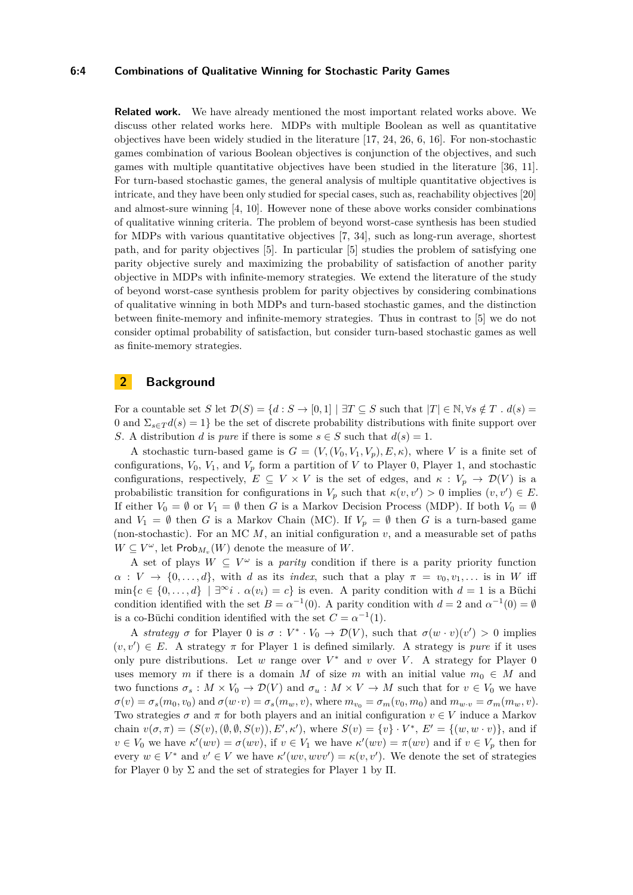**Related work.** We have already mentioned the most important related works above. We discuss other related works here. MDPs with multiple Boolean as well as quantitative objectives have been widely studied in the literature [17, 24, 26, 6, 16]. For non-stochastic games combination of various Boolean objectives is conjunction of the objectives, and such games with multiple quantitative objectives have been studied in the literature [36, 11]. For turn-based stochastic games, the general analysis of multiple quantitative objectives is intricate, and they have been only studied for special cases, such as, reachability objectives [20] and almost-sure winning [4, 10]. However none of these above works consider combinations of qualitative winning criteria. The problem of beyond worst-case synthesis has been studied for MDPs with various quantitative objectives [7, 34], such as long-run average, shortest path, and for parity objectives [5]. In particular [5] studies the problem of satisfying one parity objective surely and maximizing the probability of satisfaction of another parity objective in MDPs with infinite-memory strategies. We extend the literature of the study of beyond worst-case synthesis problem for parity objectives by considering combinations of qualitative winning in both MDPs and turn-based stochastic games, and the distinction between finite-memory and infinite-memory strategies. Thus in contrast to [5] we do not consider optimal probability of satisfaction, but consider turn-based stochastic games as well as finite-memory strategies.

## 2 Background

For a countable set $S$ let $\mathcal{D}(S) = \{d : S \to [0,1] \mid \exists T \subseteq S$ such that $|T| \in \mathbb{N}, \forall s \notin T \,.\, d(s) = 0$ and $\Sigma_{s \in T} d(s) = 1\}$ be the set of discrete probability distributions with finite support over $S$. A distribution $d$ is *pure* if there is some $s \in S$ such that $d(s) = 1$.

A stochastic turn-based game is $G = (V, (V_0, V_1, V_p), E, \kappa)$, where $V$ is a finite set of configurations, $V_0$, $V_1$, and $V_p$ form a partition of $V$ to Player 0, Player 1, and stochastic configurations, respectively, $E \subseteq V \times V$ is the set of edges, and $\kappa : V_p \to \mathcal{D}(V)$ is a probabilistic transition for configurations in $V_p$ such that $\kappa(v, v') > 0$ implies $(v, v') \in E$. If either $V_0 = \emptyset$ or $V_1 = \emptyset$ then $G$ is a Markov Decision Process (MDP). If both $V_0 = \emptyset$ and $V_1 = \emptyset$ then $G$ is a Markov Chain (MC). If $V_p = \emptyset$ then $G$ is a turn-based game (non-stochastic). For an MC $M$, an initial configuration $v$, and a measurable set of paths $W \subseteq V^\omega$, let $\mathsf{Prob}_{M_v}(W)$ denote the measure of $W$.

A set of plays $W \subseteq V^\omega$ is a *parity* condition if there is a parity priority function $\alpha : V \to \{0, \ldots, d\}$, with $d$ as its *index*, such that a play $\pi = v_0, v_1, \ldots$ is in $W$ iff $\min\{c \in \{0, \ldots, d\} \mid \exists^\infty i \,.\, \alpha(v_i) = c\}$ is even. A parity condition with $d = 1$ is a Büchi condition identified with the set $B = \alpha^{-1}(0)$. A parity condition with $d = 2$ and $\alpha^{-1}(0) = \emptyset$ is a co-Büchi condition identified with the set $C = \alpha^{-1}(1)$.

A *strategy* $\sigma$ for Player 0 is $\sigma : V^* \cdot V_0 \to \mathcal{D}(V)$, such that $\sigma(w \cdot v)(v') > 0$ implies $(v, v') \in E$. A strategy $\pi$ for Player 1 is defined similarly. A strategy is *pure* if it uses only pure distributions. Let $w$ range over $V^*$ and $v$ over $V$. A strategy for Player 0 uses memory $m$ if there is a domain $M$ of size $m$ with an initial value $m_0 \in M$ and two functions $\sigma_s : M \times V_0 \to \mathcal{D}(V)$ and $\sigma_u : M \times V \to M$ such that for $v \in V_0$ we have $\sigma(v) = \sigma_s(m_0, v_0)$ and $\sigma(w \cdot v) = \sigma_s(m_w, v)$, where $m_{v_0} = \sigma_m(v_0, m_0)$ and $m_{w \cdot v} = \sigma_m(m_w, v)$. Two strategies $\sigma$ and $\pi$ for both players and an initial configuration $v \in V$ induce a Markov chain $v(\sigma, \pi) = (S(v), (\emptyset, \emptyset, S(v)), E', \kappa')$, where $S(v) = \{v\} \cdot V^*$, $E' = \{(w, w \cdot v)\}$, and if $v \in V_0$ we have $\kappa'(wv) = \sigma(wv)$, if $v \in V_1$ we have $\kappa'(wv) = \pi(wv)$ and if $v \in V_p$ then for every $w \in V^*$ and $v' \in V$ we have $\kappa'(wv, wvv') = \kappa(v, v')$. We denote the set of strategies for Player 0 by $\Sigma$ and the set of strategies for Player 1 by $\Pi$.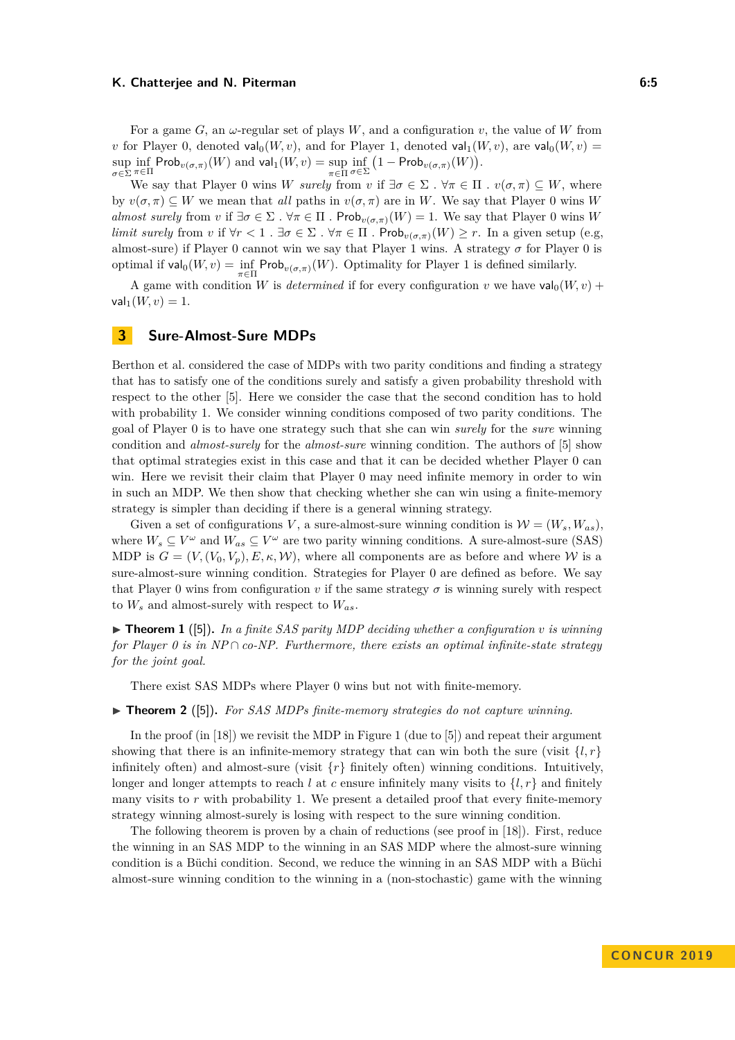For a game $G$, an $\omega$-regular set of plays $W$, and a configuration $v$, the value of $W$ from $v$ for Player 0, denoted $\mathsf{val}_0(W, v)$, and for Player 1, denoted $\mathsf{val}_1(W, v)$, are $\mathsf{val}_0(W, v) = \sup_{\sigma \in \Sigma} \inf_{\pi \in \Pi} \mathsf{Prob}_{v(\sigma,\pi)}(W)$ and $\mathsf{val}_1(W, v) = \sup_{\pi \in \Pi} \inf_{\sigma \in \Sigma} \left(1 - \mathsf{Prob}_{v(\sigma,\pi)}(W)\right)$.

We say that Player 0 wins $W$ *surely* from $v$ if $\exists \sigma \in \Sigma \,.\, \forall \pi \in \Pi \,.\, v(\sigma, \pi) \subseteq W$, where by $v(\sigma, \pi) \subseteq W$ we mean that *all* paths in $v(\sigma, \pi)$ are in $W$. We say that Player 0 wins $W$ *almost surely* from $v$ if $\exists \sigma \in \Sigma \,.\, \forall \pi \in \Pi \,.\, \mathsf{Prob}_{v(\sigma,\pi)}(W) = 1$. We say that Player 0 wins $W$ *limit surely* from $v$ if $\forall r < 1 \,.\, \exists \sigma \in \Sigma \,.\, \forall \pi \in \Pi \,.\, \mathsf{Prob}_{v(\sigma,\pi)}(W) \geq r$. In a given setup (e.g, almost-sure) if Player 0 cannot win we say that Player 1 wins. A strategy $\sigma$ for Player 0 is optimal if $\mathsf{val}_0(W, v) = \inf_{\pi \in \Pi} \mathsf{Prob}_{v(\sigma,\pi)}(W)$. Optimality for Player 1 is defined similarly.

A game with condition $W$ is *determined* if for every configuration $v$ we have $\mathsf{val}_0(W, v) + \mathsf{val}_1(W, v) = 1$.

## 3 Sure-Almost-Sure MDPs

Berthon et al. considered the case of MDPs with two parity conditions and finding a strategy that has to satisfy one of the conditions surely and satisfy a given probability threshold with respect to the other [5]. Here we consider the case that the second condition has to hold with probability 1. We consider winning conditions composed of two parity conditions. The goal of Player 0 is to have one strategy such that she can win *surely* for the *sure* winning condition and *almost-surely* for the *almost-sure* winning condition. The authors of [5] show that optimal strategies exist in this case and that it can be decided whether Player 0 can win. Here we revisit their claim that Player 0 may need infinite memory in order to win in such an MDP. We then show that checking whether she can win using a finite-memory strategy is simpler than deciding if there is a general winning strategy.

Given a set of configurations $V$, a sure-almost-sure winning condition is $\mathcal{W} = (W_s, W_{as})$, where $W_s \subseteq V^\omega$ and $W_{as} \subseteq V^\omega$ are two parity winning conditions. A sure-almost-sure (SAS) MDP is $G = (V, (V_0, V_p), E, \kappa, \mathcal{W})$, where all components are as before and where $\mathcal{W}$ is a sure-almost-sure winning condition. Strategies for Player 0 are defined as before. We say that Player 0 wins from configuration $v$ if the same strategy $\sigma$ is winning surely with respect to $W_s$ and almost-surely with respect to $W_{as}$.

▶ **Theorem 1** ([5])**.** *In a finite SAS parity MDP deciding whether a configuration $v$ is winning for Player 0 is in NP ∩ co-NP. Furthermore, there exists an optimal infinite-state strategy for the joint goal.*

There exist SAS MDPs where Player 0 wins but not with finite-memory.

▶ **Theorem 2** ([5])**.** *For SAS MDPs finite-memory strategies do not capture winning.*

In the proof (in [18]) we revisit the MDP in Figure 1 (due to [5]) and repeat their argument showing that there is an infinite-memory strategy that can win both the sure (visit $\{l, r\}$ infinitely often) and almost-sure (visit $\{r\}$ finitely often) winning conditions. Intuitively, longer and longer attempts to reach $l$ at $c$ ensure infinitely many visits to $\{l, r\}$ and finitely many visits to $r$ with probability 1. We present a detailed proof that every finite-memory strategy winning almost-surely is losing with respect to the sure winning condition.

The following theorem is proven by a chain of reductions (see proof in [18]). First, reduce the winning in an SAS MDP to the winning in an SAS MDP where the almost-sure winning condition is a Büchi condition. Second, we reduce the winning in an SAS MDP with a Büchi almost-sure winning condition to the winning in a (non-stochastic) game with the winning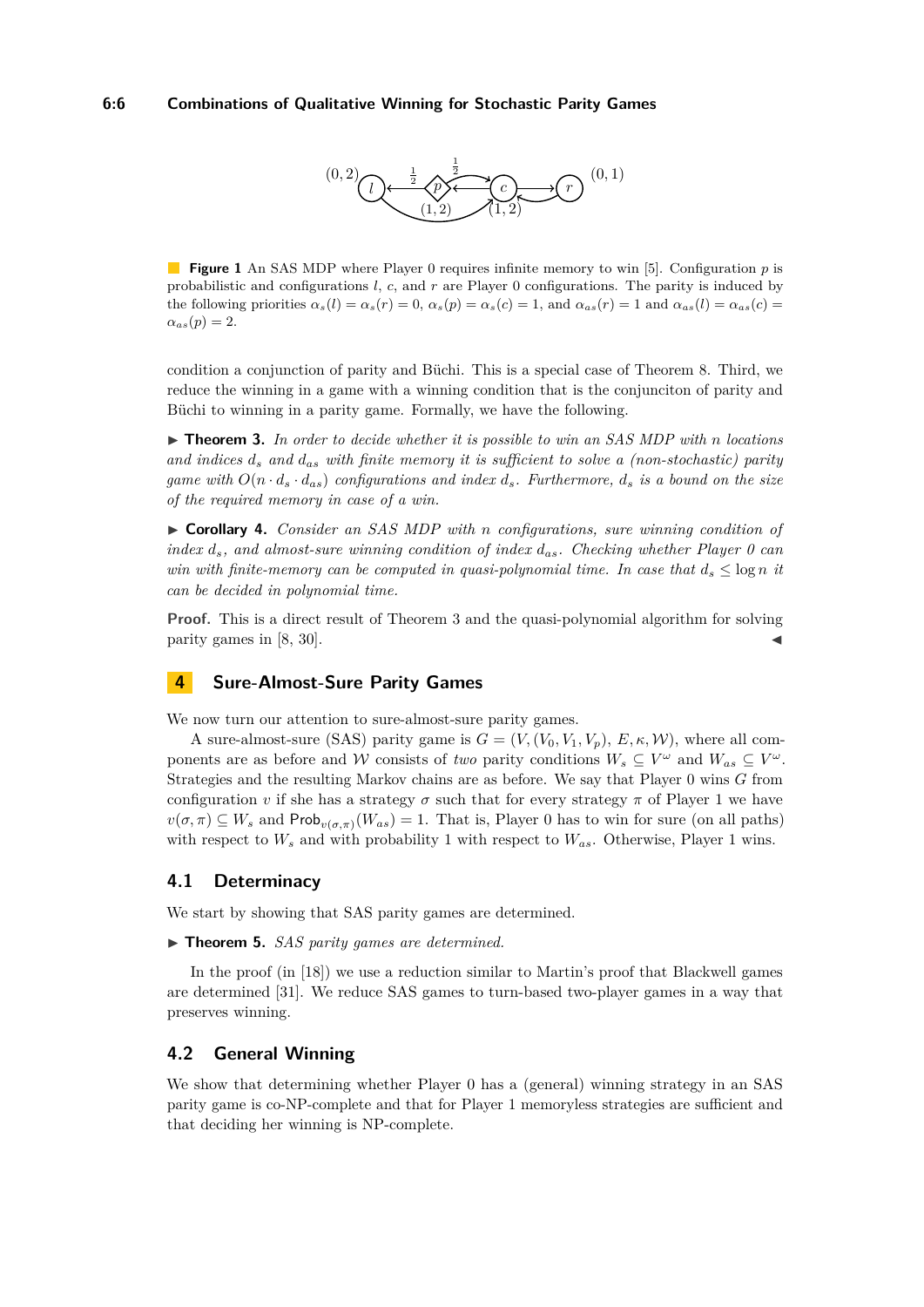**Figure 1** An SAS MDP where Player 0 requires infinite memory to win [5]. Configuration $p$ is probabilistic and configurations $l$, $c$, and $r$ are Player 0 configurations. The parity is induced by the following priorities $\alpha_s(l) = \alpha_s(r) = 0$, $\alpha_s(p) = \alpha_s(c) = 1$, and $\alpha_{as}(r) = 1$ and $\alpha_{as}(l) = \alpha_{as}(c) = \alpha_{as}(p) = 2$.

condition a conjunction of parity and Büchi. This is a special case of Theorem 8. Third, we reduce the winning in a game with a winning condition that is the conjunciton of parity and Büchi to winning in a parity game. Formally, we have the following.

▶ **Theorem 3.** *In order to decide whether it is possible to win an SAS MDP with $n$ locations and indices $d_s$ and $d_{as}$ with finite memory it is sufficient to solve a (non-stochastic) parity game with $O(n \cdot d_s \cdot d_{as})$ configurations and index $d_s$. Furthermore, $d_s$ is a bound on the size of the required memory in case of a win.*

▶ **Corollary 4.** *Consider an SAS MDP with $n$ configurations, sure winning condition of index $d_s$, and almost-sure winning condition of index $d_{as}$. Checking whether Player 0 can win with finite-memory can be computed in quasi-polynomial time. In case that $d_s \leq \log n$ it can be decided in polynomial time.*

**Proof.** This is a direct result of Theorem 3 and the quasi-polynomial algorithm for solving parity games in [8, 30]. ◀

## 4 Sure-Almost-Sure Parity Games

We now turn our attention to sure-almost-sure parity games.

A sure-almost-sure (SAS) parity game is $G = (V, (V_0, V_1, V_p), E, \kappa, \mathcal{W})$, where all components are as before and $\mathcal{W}$ consists of *two* parity conditions $W_s \subseteq V^\omega$ and $W_{as} \subseteq V^\omega$. Strategies and the resulting Markov chains are as before. We say that Player 0 wins $G$ from configuration $v$ if she has a strategy $\sigma$ such that for every strategy $\pi$ of Player 1 we have $v(\sigma, \pi) \subseteq W_s$ and $\mathsf{Prob}_{v(\sigma,\pi)}(W_{as}) = 1$. That is, Player 0 has to win for sure (on all paths) with respect to $W_s$ and with probability 1 with respect to $W_{as}$. Otherwise, Player 1 wins.

### 4.1 Determinacy

We start by showing that SAS parity games are determined.

▶ **Theorem 5.** *SAS parity games are determined.*

In the proof (in [18]) we use a reduction similar to Martin's proof that Blackwell games are determined [31]. We reduce SAS games to turn-based two-player games in a way that preserves winning.

### 4.2 General Winning

We show that determining whether Player 0 has a (general) winning strategy in an SAS parity game is co-NP-complete and that for Player 1 memoryless strategies are sufficient and that deciding her winning is NP-complete.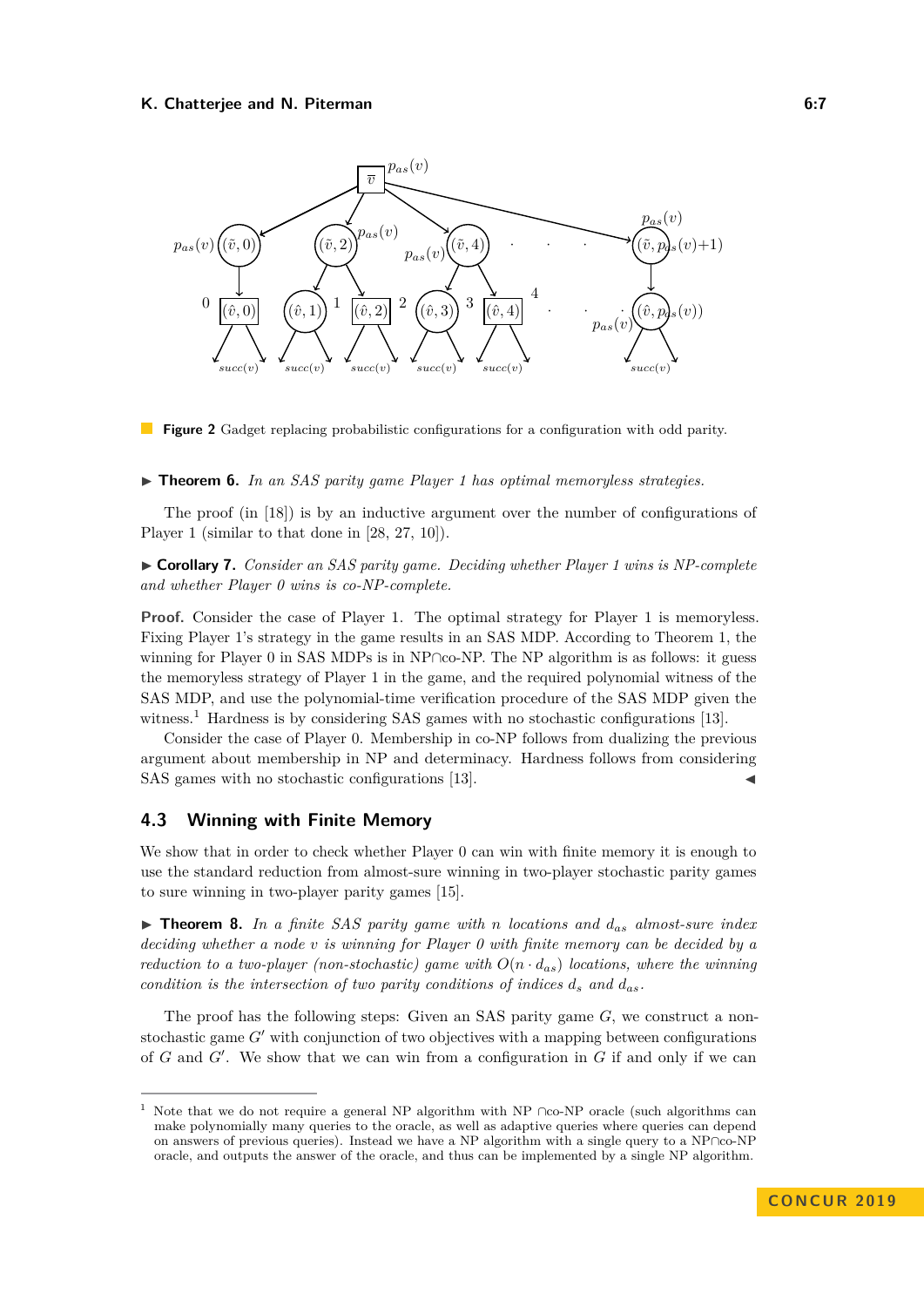**Figure 2** Gadget replacing probabilistic configurations for a configuration with odd parity.

▶ **Theorem 6.** *In an SAS parity game Player 1 has optimal memoryless strategies.*

The proof (in [18]) is by an inductive argument over the number of configurations of Player 1 (similar to that done in [28, 27, 10]).

▶ **Corollary 7.** *Consider an SAS parity game. Deciding whether Player 1 wins is NP-complete and whether Player 0 wins is co-NP-complete.*

**Proof.** Consider the case of Player 1. The optimal strategy for Player 1 is memoryless. Fixing Player 1's strategy in the game results in an SAS MDP. According to Theorem 1, the winning for Player 0 in SAS MDPs is in NP∩co-NP. The NP algorithm is as follows: it guess the memoryless strategy of Player 1 in the game, and the required polynomial witness of the SAS MDP, and use the polynomial-time verification procedure of the SAS MDP given the witness.[1] Hardness is by considering SAS games with no stochastic configurations [13].

Consider the case of Player 0. Membership in co-NP follows from dualizing the previous argument about membership in NP and determinacy. Hardness follows from considering SAS games with no stochastic configurations [13]. ◀

### 4.3 Winning with Finite Memory

We show that in order to check whether Player 0 can win with finite memory it is enough to use the standard reduction from almost-sure winning in two-player stochastic parity games to sure winning in two-player parity games [15].

▶ **Theorem 8.** *In a finite SAS parity game with $n$ locations and $d_{as}$ almost-sure index deciding whether a node $v$ is winning for Player 0 with finite memory can be decided by a reduction to a two-player (non-stochastic) game with $O(n \cdot d_{as})$ locations, where the winning condition is the intersection of two parity conditions of indices $d_s$ and $d_{as}$.*

The proof has the following steps: Given an SAS parity game $G$, we construct a non-stochastic game $G'$ with conjunction of two objectives with a mapping between configurations of $G$ and $G'$. We show that we can win from a configuration in $G$ if and only if we can

[1] Note that we do not require a general NP algorithm with NP ∩co-NP oracle (such algorithms can make polynomially many queries to the oracle, as well as adaptive queries where queries can depend on answers of previous queries). Instead we have a NP algorithm with a single query to a NP∩co-NP oracle, and outputs the answer of the oracle, and thus can be implemented by a single NP algorithm.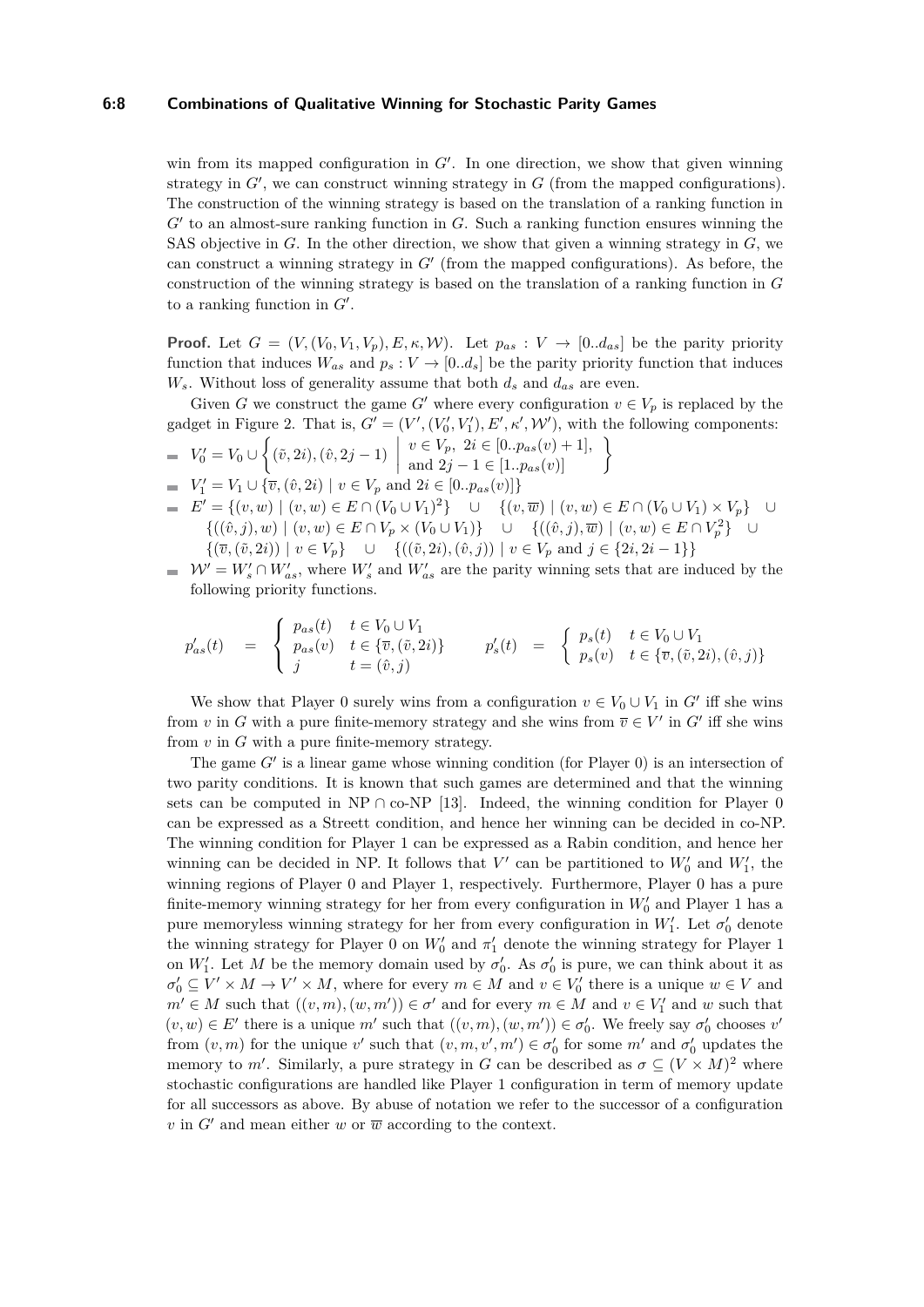win from its mapped configuration in $G'$. In one direction, we show that given winning strategy in $G'$, we can construct winning strategy in $G$ (from the mapped configurations). The construction of the winning strategy is based on the translation of a ranking function in $G'$ to an almost-sure ranking function in $G$. Such a ranking function ensures winning the SAS objective in $G$. In the other direction, we show that given a winning strategy in $G$, we can construct a winning strategy in $G'$ (from the mapped configurations). As before, the construction of the winning strategy is based on the translation of a ranking function in $G$ to a ranking function in $G'$.

**Proof.** Let $G = (V, (V_0, V_1, V_p), E, \kappa, \mathcal{W})$. Let $p_{as} : V \to [0..d_{as}]$ be the parity priority function that induces $W_{as}$ and $p_s : V \to [0..d_s]$ be the parity priority function that induces $W_s$. Without loss of generality assume that both $d_s$ and $d_{as}$ are even.

Given $G$ we construct the game $G'$ where every configuration $v \in V_p$ is replaced by the gadget in Figure 2. That is, $G' = (V', (V'_0, V'_1), E', \kappa', \mathcal{W}')$, with the following components:

- $V'_0 = V_0 \cup \left\{ (\tilde{v}, 2i), (\hat{v}, 2j-1) \;\middle|\; \begin{array}{l} v \in V_p,\ 2i \in [0..p_{as}(v)+1], \\ \text{and } 2j-1 \in [1..p_{as}(v)] \end{array} \right\}$
- $V'_1 = V_1 \cup \{\overline{v}, (\hat{v}, 2i) \mid v \in V_p \text{ and } 2i \in [0..p_{as}(v)]\}$
- $E' = \{(v, w) \mid (v, w) \in E \cap (V_0 \cup V_1)^2\} \quad \cup \quad \{(v, \overline{w}) \mid (v, w) \in E \cap (V_0 \cup V_1) \times V_p\} \quad \cup$ $\{((\hat{v}, j), w) \mid (v, w) \in E \cap V_p \times (V_0 \cup V_1)\} \quad \cup \quad \{((\hat{v}, j), \overline{w}) \mid (v, w) \in E \cap V_p^2\} \quad \cup$ $\{(\overline{v}, (\tilde{v}, 2i)) \mid v \in V_p\} \quad \cup \quad \{((\tilde{v}, 2i), (\hat{v}, j)) \mid v \in V_p \text{ and } j \in \{2i, 2i-1\}\}$
- $\mathcal{W}' = W'_s \cap W'_{as}$, where $W'_s$ and $W'_{as}$ are the parity winning sets that are induced by the following priority functions.

$$
p'_{as}(t) \;=\; \begin{cases} p_{as}(t) & t \in V_0 \cup V_1 \\ p_{as}(v) & t \in \{\overline{v}, (\tilde{v}, 2i)\} \\ j & t = (\hat{v}, j) \end{cases} \qquad\qquad p'_s(t) \;=\; \begin{cases} p_s(t) & t \in V_0 \cup V_1 \\ p_s(v) & t \in \{\overline{v}, (\tilde{v}, 2i), (\hat{v}, j)\} \end{cases}
$$

We show that Player 0 surely wins from a configuration $v \in V_0 \cup V_1$ in $G'$ iff she wins from $v$ in $G$ with a pure finite-memory strategy and she wins from $\overline{v} \in V'$ in $G'$ iff she wins from $v$ in $G$ with a pure finite-memory strategy.

The game $G'$ is a linear game whose winning condition (for Player 0) is an intersection of two parity conditions. It is known that such games are determined and that the winning sets can be computed in NP $\cap$ co-NP [13]. Indeed, the winning condition for Player 0 can be expressed as a Streett condition, and hence her winning can be decided in co-NP. The winning condition for Player 1 can be expressed as a Rabin condition, and hence her winning can be decided in NP. It follows that $V'$ can be partitioned to $W'_0$ and $W'_1$, the winning regions of Player 0 and Player 1, respectively. Furthermore, Player 0 has a pure finite-memory winning strategy for her from every configuration in $W'_0$ and Player 1 has a pure memoryless winning strategy for her from every configuration in $W'_1$. Let $\sigma'_0$ denote the winning strategy for Player 0 on $W'_0$ and $\pi'_1$ denote the winning strategy for Player 1 on $W'_1$. Let $M$ be the memory domain used by $\sigma'_0$. As $\sigma'_0$ is pure, we can think about it as $\sigma'_0 \subseteq V' \times M \to V' \times M$, where for every $m \in M$ and $v \in V'_0$ there is a unique $w \in V$ and $m' \in M$ such that $((v, m), (w, m')) \in \sigma'$ and for every $m \in M$ and $v \in V'_1$ and $w$ such that $(v, w) \in E'$ there is a unique $m'$ such that $((v, m), (w, m')) \in \sigma'_0$. We freely say $\sigma'_0$ chooses $v'$ from $(v, m)$ for the unique $v'$ such that $(v, m, v', m') \in \sigma'_0$ for some $m'$ and $\sigma'_0$ updates the memory to $m'$. Similarly, a pure strategy in $G$ can be described as $\sigma \subseteq (V \times M)^2$ where stochastic configurations are handled like Player 1 configuration in term of memory update for all successors as above. By abuse of notation we refer to the successor of a configuration $v$ in $G'$ and mean either $w$ or $\overline{w}$ according to the context.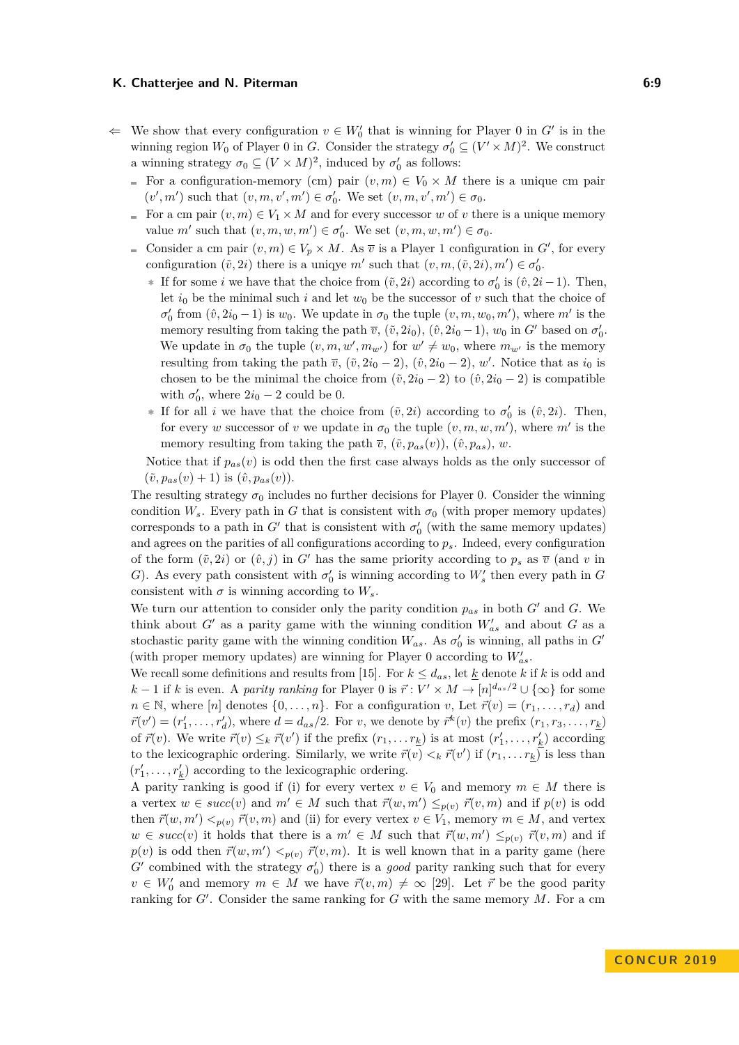$\Leftarrow$ We show that every configuration $v \in W_0'$ that is winning for Player 0 in $G'$ is in the winning region $W_0$ of Player 0 in $G$. Consider the strategy $\sigma_0' \subseteq (V' \times M)^2$. We construct a winning strategy $\sigma_0 \subseteq (V \times M)^2$, induced by $\sigma_0'$ as follows:

- For a configuration-memory (cm) pair $(v, m) \in V_0 \times M$ there is a unique cm pair $(v', m')$ such that $(v, m, v', m') \in \sigma_0'$. We set $(v, m, v', m') \in \sigma_0$.
- For a cm pair $(v, m) \in V_1 \times M$ and for every successor $w$ of $v$ there is a unique memory value $m'$ such that $(v, m, w, m') \in \sigma_0'$. We set $(v, m, w, m') \in \sigma_0$.
- Consider a cm pair $(v, m) \in V_p \times M$. As $\overline{v}$ is a Player 1 configuration in $G'$, for every configuration $(\tilde{v}, 2i)$ there is a uniqye $m'$ such that $(v, m, (\tilde{v}, 2i), m') \in \sigma_0'$.
  - If for some $i$ we have that the choice from $(\tilde{v}, 2i)$ according to $\sigma_0'$ is $(\hat{v}, 2i-1)$. Then, let $i_0$ be the minimal such $i$ and let $w_0$ be the successor of $v$ such that the choice of $\sigma_0'$ from $(\hat{v}, 2i_0 - 1)$ is $w_0$. We update in $\sigma_0$ the tuple $(v, m, w_0, m')$, where $m'$ is the memory resulting from taking the path $\overline{v}$, $(\tilde{v}, 2i_0)$, $(\hat{v}, 2i_0 - 1)$, $w_0$ in $G'$ based on $\sigma_0'$. We update in $\sigma_0$ the tuple $(v, m, w', m_{w'})$ for $w' \neq w_0$, where $m_{w'}$ is the memory resulting from taking the path $\overline{v}$, $(\tilde{v}, 2i_0 - 2)$, $(\hat{v}, 2i_0 - 2)$, $w'$. Notice that as $i_0$ is chosen to be the minimal the choice from $(\tilde{v}, 2i_0 - 2)$ to $(\hat{v}, 2i_0 - 2)$ is compatible with $\sigma_0'$, where $2i_0 - 2$ could be 0.
  - If for all $i$ we have that the choice from $(\tilde{v}, 2i)$ according to $\sigma_0'$ is $(\hat{v}, 2i)$. Then, for every $w$ successor of $v$ we update in $\sigma_0$ the tuple $(v, m, w, m')$, where $m'$ is the memory resulting from taking the path $\overline{v}$, $(\tilde{v}, p_{as}(v))$, $(\hat{v}, p_{as})$, $w$.

  Notice that if $p_{as}(v)$ is odd then the first case always holds as the only successor of $(\tilde{v}, p_{as}(v) + 1)$ is $(\hat{v}, p_{as}(v))$.

The resulting strategy $\sigma_0$ includes no further decisions for Player 0. Consider the winning condition $W_s$. Every path in $G$ that is consistent with $\sigma_0$ (with proper memory updates) corresponds to a path in $G'$ that is consistent with $\sigma_0'$ (with the same memory updates) and agrees on the parities of all configurations according to $p_s$. Indeed, every configuration of the form $(\tilde{v}, 2i)$ or $(\hat{v}, j)$ in $G'$ has the same priority according to $p_s$ as $\overline{v}$ (and $v$ in $G$). As every path consistent with $\sigma_0'$ is winning according to $W_s'$ then every path in $G$ consistent with $\sigma$ is winning according to $W_s$.

We turn our attention to consider only the parity condition $p_{as}$ in both $G'$ and $G$. We think about $G'$ as a parity game with the winning condition $W_{as}'$ and about $G$ as a stochastic parity game with the winning condition $W_{as}$. As $\sigma_0'$ is winning, all paths in $G'$ (with proper memory updates) are winning for Player 0 according to $W_{as}'$.

We recall some definitions and results from [15]. For $k \leq d_{as}$, let $\underline{k}$ denote $k$ if $k$ is odd and $k - 1$ if $k$ is even. A *parity ranking* for Player 0 is $\vec{r} : V' \times M \to [n]^{d_{as}/2} \cup \{\infty\}$ for some $n \in \mathbb{N}$, where $[n]$ denotes $\{0, \ldots, n\}$. For a configuration $v$, Let $\vec{r}(v) = (r_1, \ldots, r_d)$ and $\vec{r}(v') = (r_1', \ldots, r_d')$, where $d = d_{as}/2$. For $v$, we denote by $\vec{r}^k(v)$ the prefix $(r_1, r_3, \ldots, r_{\underline{k}})$ of $\vec{r}(v)$. We write $\vec{r}(v) \leq_k \vec{r}(v')$ if the prefix $(r_1, \ldots r_{\underline{k}})$ is at most $(r_1', \ldots, r_{\underline{k}}')$ according to the lexicographic ordering. Similarly, we write $\vec{r}(v) <_k \vec{r}(v')$ if $(r_1, \ldots r_{\underline{k}})$ is less than $(r_1', \ldots, r_{\underline{k}}')$ according to the lexicographic ordering.

A parity ranking is good if (i) for every vertex $v \in V_0$ and memory $m \in M$ there is a vertex $w \in succ(v)$ and $m' \in M$ such that $\vec{r}(w, m') \leq_{p(v)} \vec{r}(v, m)$ and if $p(v)$ is odd then $\vec{r}(w, m') <_{p(v)} \vec{r}(v, m)$ and (ii) for every vertex $v \in V_1$, memory $m \in M$, and vertex $w \in succ(v)$ it holds that there is a $m' \in M$ such that $\vec{r}(w, m') \leq_{p(v)} \vec{r}(v, m)$ and if $p(v)$ is odd then $\vec{r}(w, m') <_{p(v)} \vec{r}(v, m)$. It is well known that in a parity game (here $G'$ combined with the strategy $\sigma_0'$) there is a *good* parity ranking such that for every $v \in W_0'$ and memory $m \in M$ we have $\vec{r}(v, m) \neq \infty$ [29]. Let $\vec{r}$ be the good parity ranking for $G'$. Consider the same ranking for $G$ with the same memory $M$. For a cm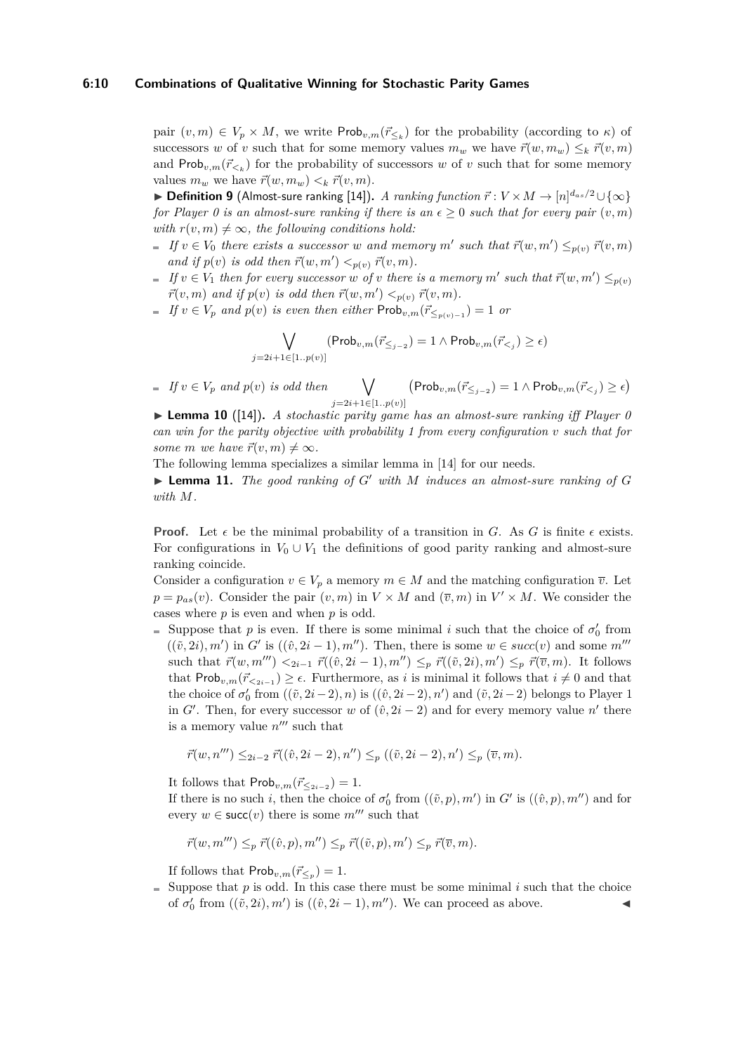pair $(v, m) \in V_p \times M$, we write $\mathsf{Prob}_{v,m}(\vec{r}_{\leq_k})$ for the probability (according to $\kappa$) of successors $w$ of $v$ such that for some memory values $m_w$ we have $\vec{r}(w, m_w) \leq_k \vec{r}(v, m)$ and $\mathsf{Prob}_{v,m}(\vec{r}_{<_k})$ for the probability of successors $w$ of $v$ such that for some memory values $m_w$ we have $\vec{r}(w, m_w) <_k \vec{r}(v, m)$.

▶ **Definition 9** (Almost-sure ranking [14])**.** *A ranking function $\vec{r} : V \times M \to [n]^{d_{as}/2} \cup \{\infty\}$ for Player 0 is an almost-sure ranking if there is an $\epsilon \geq 0$ such that for every pair $(v, m)$ with $r(v, m) \neq \infty$, the following conditions hold:*

- *If $v \in V_0$ there exists a successor $w$ and memory $m'$ such that $\vec{r}(w, m') \leq_{p(v)} \vec{r}(v, m)$ and if $p(v)$ is odd then $\vec{r}(w, m') <_{p(v)} \vec{r}(v, m)$.*
- *If $v \in V_1$ then for every successor $w$ of $v$ there is a memory $m'$ such that $\vec{r}(w, m') \leq_{p(v)} \vec{r}(v, m)$ and if $p(v)$ is odd then $\vec{r}(w, m') <_{p(v)} \vec{r}(v, m)$.*
- *If $v \in V_p$ and $p(v)$ is even then either $\mathsf{Prob}_{v,m}(\vec{r}_{\leq_{p(v)-1}}) = 1$ or*

$$\bigvee_{j=2i+1\in[1..p(v)]} (\mathsf{Prob}_{v,m}(\vec{r}_{\leq_{j-2}}) = 1 \wedge \mathsf{Prob}_{v,m}(\vec{r}_{<_j}) \geq \epsilon)$$

- *If $v \in V_p$ and $p(v)$ is odd then* $\displaystyle\bigvee_{j=2i+1\in[1..p(v)]} \left(\mathsf{Prob}_{v,m}(\vec{r}_{\leq_{j-2}}) = 1 \wedge \mathsf{Prob}_{v,m}(\vec{r}_{<_j}) \geq \epsilon\right)$

▶ **Lemma 10** ([14])**.** *A stochastic parity game has an almost-sure ranking iff Player 0 can win for the parity objective with probability 1 from every configuration $v$ such that for some $m$ we have $\vec{r}(v, m) \neq \infty$.*

The following lemma specializes a similar lemma in [14] for our needs.

▶ **Lemma 11.** *The good ranking of $G'$ with $M$ induces an almost-sure ranking of $G$ with $M$.*

**Proof.** Let $\epsilon$ be the minimal probability of a transition in $G$. As $G$ is finite $\epsilon$ exists. For configurations in $V_0 \cup V_1$ the definitions of good parity ranking and almost-sure ranking coincide.

Consider a configuration $v \in V_p$ a memory $m \in M$ and the matching configuration $\overline{v}$. Let $p = p_{as}(v)$. Consider the pair $(v, m)$ in $V \times M$ and $(\overline{v}, m)$ in $V' \times M$. We consider the cases where $p$ is even and when $p$ is odd.

- Suppose that $p$ is even. If there is some minimal $i$ such that the choice of $\sigma_0'$ from $((\tilde{v}, 2i), m')$ in $G'$ is $((\hat{v}, 2i-1), m'')$. Then, there is some $w \in succ(v)$ and some $m'''$ such that $\vec{r}(w, m''') <_{2i-1} \vec{r}((\hat{v}, 2i-1), m'') \leq_p \vec{r}((\tilde{v}, 2i), m') \leq_p \vec{r}(\overline{v}, m)$. It follows that $\mathsf{Prob}_{v,m}(\vec{r}_{<_{2i-1}}) \geq \epsilon$. Furthermore, as $i$ is minimal it follows that $i \neq 0$ and that the choice of $\sigma_0'$ from $((\tilde{v}, 2i-2), n)$ is $((\hat{v}, 2i-2), n')$ and $(\tilde{v}, 2i-2)$ belongs to Player 1 in $G'$. Then, for every successor $w$ of $(\hat{v}, 2i-2)$ and for every memory value $n'$ there is a memory value $n'''$ such that

  $$\vec{r}(w, n''') \leq_{2i-2} \vec{r}((\hat{v}, 2i-2), n'') \leq_p ((\tilde{v}, 2i-2), n') \leq_p (\overline{v}, m).$$

  It follows that $\mathsf{Prob}_{v,m}(\vec{r}_{\leq_{2i-2}}) = 1$.
  If there is no such $i$, then the choice of $\sigma_0'$ from $((\tilde{v}, p), m')$ in $G'$ is $((\hat{v}, p), m'')$ and for every $w \in \mathsf{succ}(v)$ there is some $m'''$ such that

  $$\vec{r}(w, m''') \leq_p \vec{r}((\hat{v}, p), m'') \leq_p \vec{r}((\tilde{v}, p), m') \leq_p \vec{r}(\overline{v}, m).$$

  If follows that $\mathsf{Prob}_{v,m}(\vec{r}_{\leq_p}) = 1$.
- Suppose that $p$ is odd. In this case there must be some minimal $i$ such that the choice of $\sigma_0'$ from $((\tilde{v}, 2i), m')$ is $((\hat{v}, 2i-1), m'')$. We can proceed as above. ◀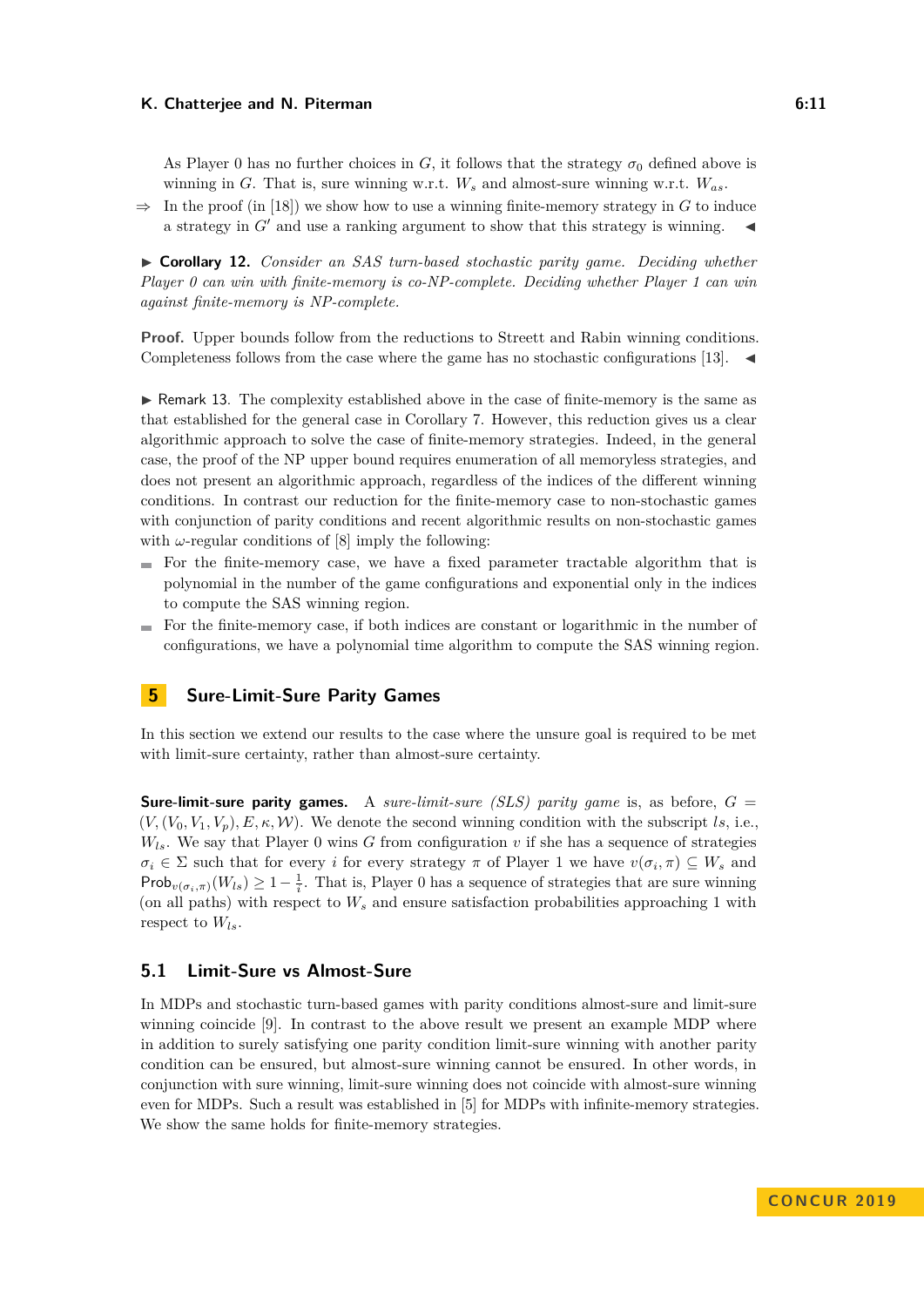As Player 0 has no further choices in $G$, it follows that the strategy $\sigma_0$ defined above is winning in $G$. That is, sure winning w.r.t. $W_s$ and almost-sure winning w.r.t. $W_{as}$.

$\Rightarrow$ In the proof (in [18]) we show how to use a winning finite-memory strategy in $G$ to induce a strategy in $G'$ and use a ranking argument to show that this strategy is winning. ◀

▶ **Corollary 12.** *Consider an SAS turn-based stochastic parity game. Deciding whether Player 0 can win with finite-memory is co-NP-complete. Deciding whether Player 1 can win against finite-memory is NP-complete.*

**Proof.** Upper bounds follow from the reductions to Streett and Rabin winning conditions. Completeness follows from the case where the game has no stochastic configurations [13]. ◀

▶ Remark 13. The complexity established above in the case of finite-memory is the same as that established for the general case in Corollary 7. However, this reduction gives us a clear algorithmic approach to solve the case of finite-memory strategies. Indeed, in the general case, the proof of the NP upper bound requires enumeration of all memoryless strategies, and does not present an algorithmic approach, regardless of the indices of the different winning conditions. In contrast our reduction for the finite-memory case to non-stochastic games with conjunction of parity conditions and recent algorithmic results on non-stochastic games with $\omega$-regular conditions of [8] imply the following:

- For the finite-memory case, we have a fixed parameter tractable algorithm that is polynomial in the number of the game configurations and exponential only in the indices to compute the SAS winning region.
- For the finite-memory case, if both indices are constant or logarithmic in the number of configurations, we have a polynomial time algorithm to compute the SAS winning region.

## 5 Sure-Limit-Sure Parity Games

In this section we extend our results to the case where the unsure goal is required to be met with limit-sure certainty, rather than almost-sure certainty.

**Sure-limit-sure parity games.** A *sure-limit-sure (SLS) parity game* is, as before, $G = (V, (V_0, V_1, V_p), E, \kappa, \mathcal{W})$. We denote the second winning condition with the subscript $ls$, i.e., $W_{ls}$. We say that Player 0 wins $G$ from configuration $v$ if she has a sequence of strategies $\sigma_i \in \Sigma$ such that for every $i$ for every strategy $\pi$ of Player 1 we have $v(\sigma_i, \pi) \subseteq W_s$ and $\mathsf{Prob}_{v(\sigma_i,\pi)}(W_{ls}) \geq 1 - \frac{1}{i}$. That is, Player 0 has a sequence of strategies that are sure winning (on all paths) with respect to $W_s$ and ensure satisfaction probabilities approaching 1 with respect to $W_{ls}$.

### 5.1 Limit-Sure vs Almost-Sure

In MDPs and stochastic turn-based games with parity conditions almost-sure and limit-sure winning coincide [9]. In contrast to the above result we present an example MDP where in addition to surely satisfying one parity condition limit-sure winning with another parity condition can be ensured, but almost-sure winning cannot be ensured. In other words, in conjunction with sure winning, limit-sure winning does not coincide with almost-sure winning even for MDPs. Such a result was established in [5] for MDPs with infinite-memory strategies. We show the same holds for finite-memory strategies.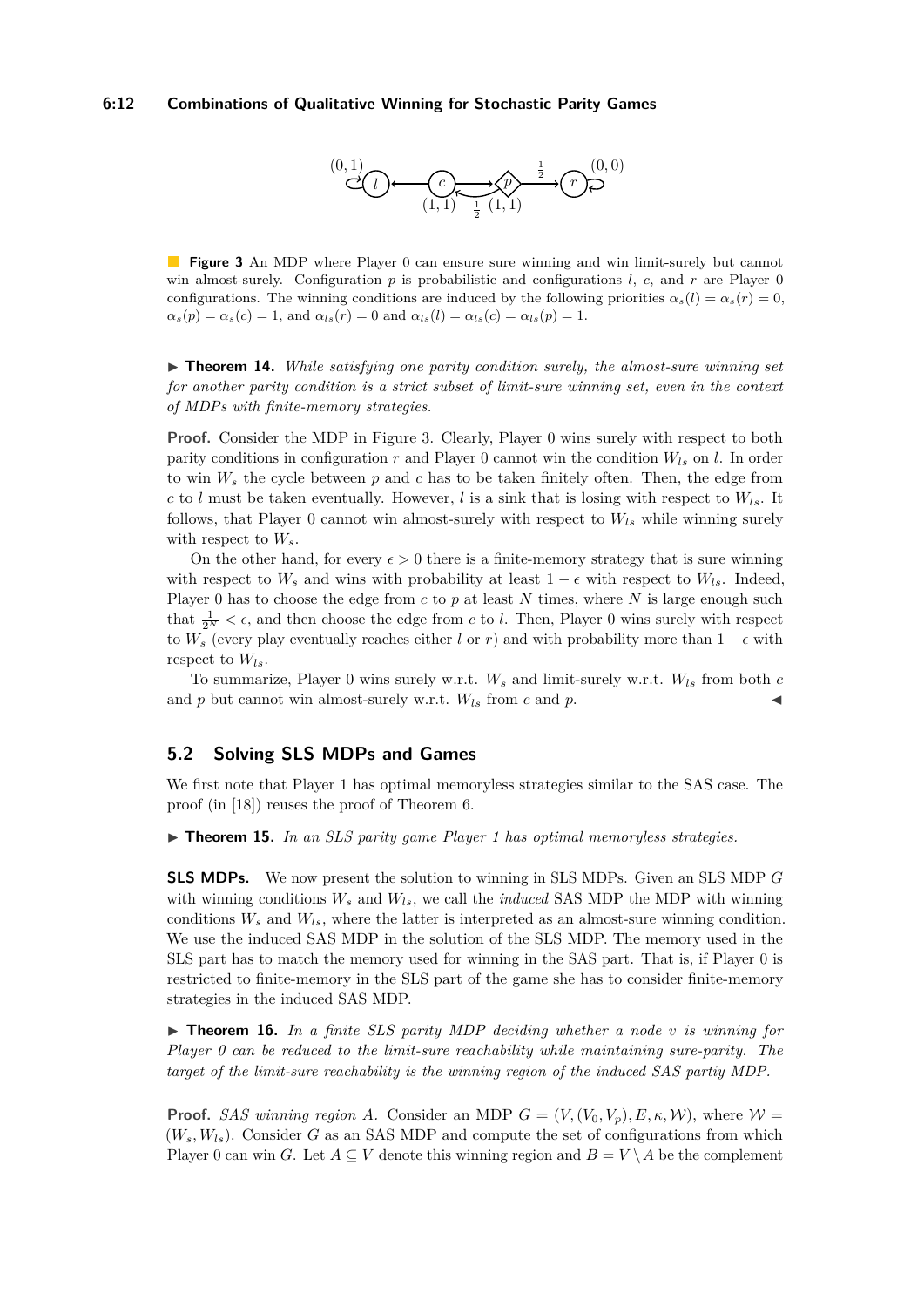**Figure 3** An MDP where Player 0 can ensure sure winning and win limit-surely but cannot win almost-surely. Configuration $p$ is probabilistic and configurations $l$, $c$, and $r$ are Player 0 configurations. The winning conditions are induced by the following priorities $\alpha_s(l) = \alpha_s(r) = 0$, $\alpha_s(p) = \alpha_s(c) = 1$, and $\alpha_{ls}(r) = 0$ and $\alpha_{ls}(l) = \alpha_{ls}(c) = \alpha_{ls}(p) = 1$.

▶ **Theorem 14.** *While satisfying one parity condition surely, the almost-sure winning set for another parity condition is a strict subset of limit-sure winning set, even in the context of MDPs with finite-memory strategies.*

**Proof.** Consider the MDP in Figure 3. Clearly, Player 0 wins surely with respect to both parity conditions in configuration $r$ and Player 0 cannot win the condition $W_{ls}$ on $l$. In order to win $W_s$ the cycle between $p$ and $c$ has to be taken finitely often. Then, the edge from $c$ to $l$ must be taken eventually. However, $l$ is a sink that is losing with respect to $W_{ls}$. It follows, that Player 0 cannot win almost-surely with respect to $W_{ls}$ while winning surely with respect to $W_s$.

On the other hand, for every $\epsilon > 0$ there is a finite-memory strategy that is sure winning with respect to $W_s$ and wins with probability at least $1 - \epsilon$ with respect to $W_{ls}$. Indeed, Player 0 has to choose the edge from $c$ to $p$ at least $N$ times, where $N$ is large enough such that $\frac{1}{2^N} < \epsilon$, and then choose the edge from $c$ to $l$. Then, Player 0 wins surely with respect to $W_s$ (every play eventually reaches either $l$ or $r$) and with probability more than $1 - \epsilon$ with respect to $W_{ls}$.

To summarize, Player 0 wins surely w.r.t. $W_s$ and limit-surely w.r.t. $W_{ls}$ from both $c$ and $p$ but cannot win almost-surely w.r.t. $W_{ls}$ from $c$ and $p$. ◀

## 5.2 Solving SLS MDPs and Games

We first note that Player 1 has optimal memoryless strategies similar to the SAS case. The proof (in [18]) reuses the proof of Theorem 6.

▶ **Theorem 15.** *In an SLS parity game Player 1 has optimal memoryless strategies.*

**SLS MDPs.** We now present the solution to winning in SLS MDPs. Given an SLS MDP $G$ with winning conditions $W_s$ and $W_{ls}$, we call the *induced* SAS MDP the MDP with winning conditions $W_s$ and $W_{ls}$, where the latter is interpreted as an almost-sure winning condition. We use the induced SAS MDP in the solution of the SLS MDP. The memory used in the SLS part has to match the memory used for winning in the SAS part. That is, if Player 0 is restricted to finite-memory in the SLS part of the game she has to consider finite-memory strategies in the induced SAS MDP.

▶ **Theorem 16.** *In a finite SLS parity MDP deciding whether a node $v$ is winning for Player 0 can be reduced to the limit-sure reachability while maintaining sure-parity. The target of the limit-sure reachability is the winning region of the induced SAS partiy MDP.*

**Proof.** *SAS winning region A.* Consider an MDP $G = (V, (V_0, V_p), E, \kappa, \mathcal{W})$, where $\mathcal{W} = (W_s, W_{ls})$. Consider $G$ as an SAS MDP and compute the set of configurations from which Player 0 can win $G$. Let $A \subseteq V$ denote this winning region and $B = V \setminus A$ be the complement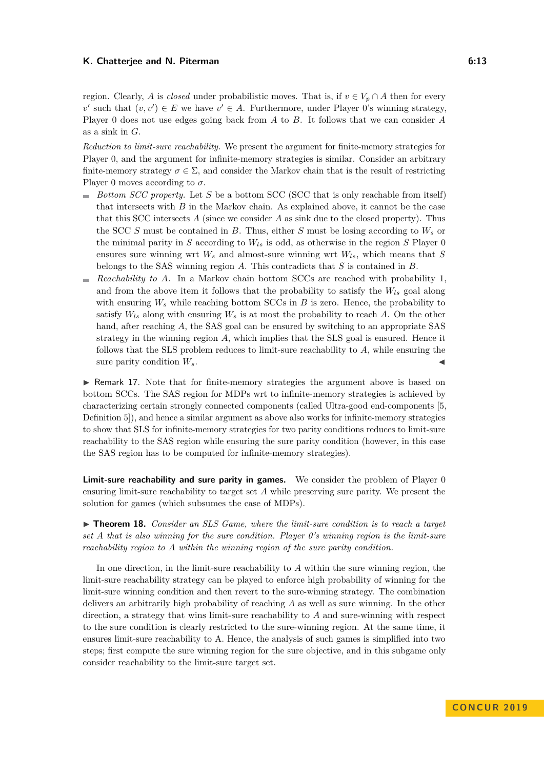region. Clearly, $A$ is *closed* under probabilistic moves. That is, if $v \in V_p \cap A$ then for every $v'$ such that $(v, v') \in E$ we have $v' \in A$. Furthermore, under Player 0's winning strategy, Player 0 does not use edges going back from $A$ to $B$. It follows that we can consider $A$ as a sink in $G$.

*Reduction to limit-sure reachability.* We present the argument for finite-memory strategies for Player 0, and the argument for infinite-memory strategies is similar. Consider an arbitrary finite-memory strategy $\sigma \in \Sigma$, and consider the Markov chain that is the result of restricting Player 0 moves according to $\sigma$.

- *Bottom SCC property.* Let $S$ be a bottom SCC (SCC that is only reachable from itself) that intersects with $B$ in the Markov chain. As explained above, it cannot be the case that this SCC intersects $A$ (since we consider $A$ as sink due to the closed property). Thus the SCC $S$ must be contained in $B$. Thus, either $S$ must be losing according to $W_s$ or the minimal parity in $S$ according to $W_{ls}$ is odd, as otherwise in the region $S$ Player 0 ensures sure winning wrt $W_s$ and almost-sure winning wrt $W_{ls}$, which means that $S$ belongs to the SAS winning region $A$. This contradicts that $S$ is contained in $B$.
- *Reachability to A.* In a Markov chain bottom SCCs are reached with probability 1, and from the above item it follows that the probability to satisfy the $W_{ls}$ goal along with ensuring $W_s$ while reaching bottom SCCs in $B$ is zero. Hence, the probability to satisfy $W_{ls}$ along with ensuring $W_s$ is at most the probability to reach $A$. On the other hand, after reaching $A$, the SAS goal can be ensured by switching to an appropriate SAS strategy in the winning region $A$, which implies that the SLS goal is ensured. Hence it follows that the SLS problem reduces to limit-sure reachability to $A$, while ensuring the sure parity condition $W_s$. ◀

▶ Remark 17. Note that for finite-memory strategies the argument above is based on bottom SCCs. The SAS region for MDPs wrt to infinite-memory strategies is achieved by characterizing certain strongly connected components (called Ultra-good end-components [5, Definition 5]), and hence a similar argument as above also works for infinite-memory strategies to show that SLS for infinite-memory strategies for two parity conditions reduces to limit-sure reachability to the SAS region while ensuring the sure parity condition (however, in this case the SAS region has to be computed for infinite-memory strategies).

**Limit-sure reachability and sure parity in games.** We consider the problem of Player 0 ensuring limit-sure reachability to target set $A$ while preserving sure parity. We present the solution for games (which subsumes the case of MDPs).

▶ **Theorem 18.** *Consider an SLS Game, where the limit-sure condition is to reach a target set $A$ that is also winning for the sure condition. Player 0's winning region is the limit-sure reachability region to $A$ within the winning region of the sure parity condition.*

In one direction, in the limit-sure reachability to $A$ within the sure winning region, the limit-sure reachability strategy can be played to enforce high probability of winning for the limit-sure winning condition and then revert to the sure-winning strategy. The combination delivers an arbitrarily high probability of reaching $A$ as well as sure winning. In the other direction, a strategy that wins limit-sure reachability to $A$ and sure-winning with respect to the sure condition is clearly restricted to the sure-winning region. At the same time, it ensures limit-sure reachability to A. Hence, the analysis of such games is simplified into two steps; first compute the sure winning region for the sure objective, and in this subgame only consider reachability to the limit-sure target set.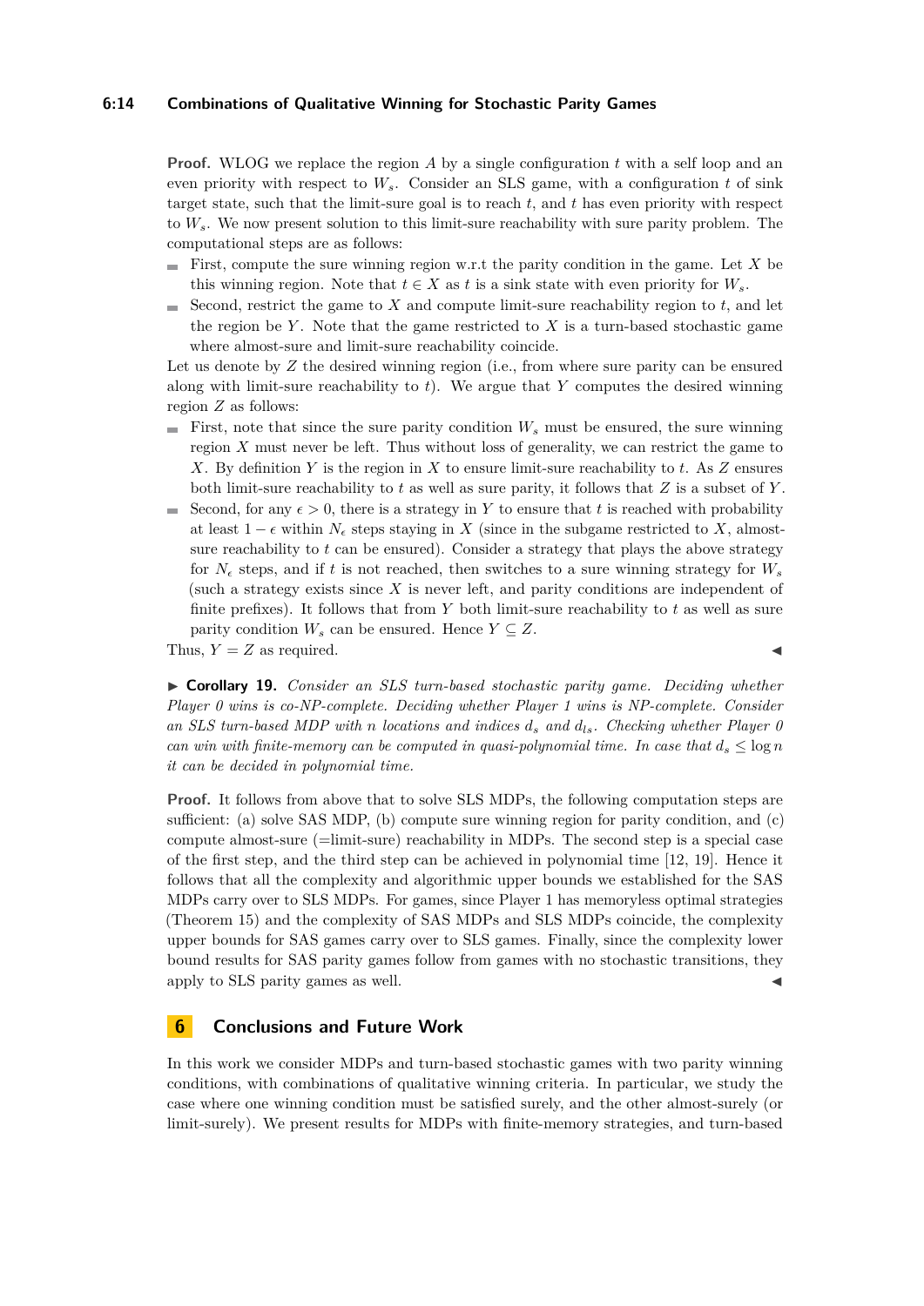**Proof.** WLOG we replace the region $A$ by a single configuration $t$ with a self loop and an even priority with respect to $W_s$. Consider an SLS game, with a configuration $t$ of sink target state, such that the limit-sure goal is to reach $t$, and $t$ has even priority with respect to $W_s$. We now present solution to this limit-sure reachability with sure parity problem. The computational steps are as follows:

- First, compute the sure winning region w.r.t the parity condition in the game. Let $X$ be this winning region. Note that $t \in X$ as $t$ is a sink state with even priority for $W_s$.
- Second, restrict the game to $X$ and compute limit-sure reachability region to $t$, and let the region be $Y$. Note that the game restricted to $X$ is a turn-based stochastic game where almost-sure and limit-sure reachability coincide.

Let us denote by $Z$ the desired winning region (i.e., from where sure parity can be ensured along with limit-sure reachability to $t$). We argue that $Y$ computes the desired winning region $Z$ as follows:

- First, note that since the sure parity condition $W_s$ must be ensured, the sure winning region $X$ must never be left. Thus without loss of generality, we can restrict the game to $X$. By definition $Y$ is the region in $X$ to ensure limit-sure reachability to $t$. As $Z$ ensures both limit-sure reachability to $t$ as well as sure parity, it follows that $Z$ is a subset of $Y$.
- Second, for any $\epsilon > 0$, there is a strategy in $Y$ to ensure that $t$ is reached with probability at least $1 - \epsilon$ within $N_\epsilon$ steps staying in $X$ (since in the subgame restricted to $X$, almost-sure reachability to $t$ can be ensured). Consider a strategy that plays the above strategy for $N_\epsilon$ steps, and if $t$ is not reached, then switches to a sure winning strategy for $W_s$ (such a strategy exists since $X$ is never left, and parity conditions are independent of finite prefixes). It follows that from $Y$ both limit-sure reachability to $t$ as well as sure parity condition $W_s$ can be ensured. Hence $Y \subseteq Z$.

Thus, $Y = Z$ as required. ◀

▶ **Corollary 19.** *Consider an SLS turn-based stochastic parity game. Deciding whether Player 0 wins is co-NP-complete. Deciding whether Player 1 wins is NP-complete. Consider an SLS turn-based MDP with $n$ locations and indices $d_s$ and $d_{ls}$. Checking whether Player 0 can win with finite-memory can be computed in quasi-polynomial time. In case that $d_s \leq \log n$ it can be decided in polynomial time.*

**Proof.** It follows from above that to solve SLS MDPs, the following computation steps are sufficient: (a) solve SAS MDP, (b) compute sure winning region for parity condition, and (c) compute almost-sure (=limit-sure) reachability in MDPs. The second step is a special case of the first step, and the third step can be achieved in polynomial time [12, 19]. Hence it follows that all the complexity and algorithmic upper bounds we established for the SAS MDPs carry over to SLS MDPs. For games, since Player 1 has memoryless optimal strategies (Theorem 15) and the complexity of SAS MDPs and SLS MDPs coincide, the complexity upper bounds for SAS games carry over to SLS games. Finally, since the complexity lower bound results for SAS parity games follow from games with no stochastic transitions, they apply to SLS parity games as well. ◀

## 6 Conclusions and Future Work

In this work we consider MDPs and turn-based stochastic games with two parity winning conditions, with combinations of qualitative winning criteria. In particular, we study the case where one winning condition must be satisfied surely, and the other almost-surely (or limit-surely). We present results for MDPs with finite-memory strategies, and turn-based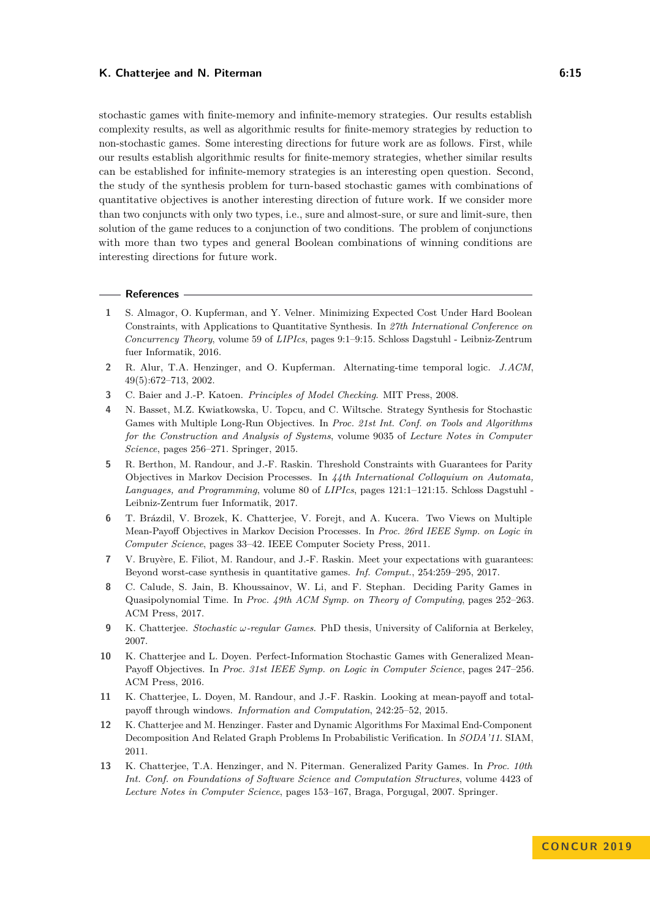stochastic games with finite-memory and infinite-memory strategies. Our results establish complexity results, as well as algorithmic results for finite-memory strategies by reduction to non-stochastic games. Some interesting directions for future work are as follows. First, while our results establish algorithmic results for finite-memory strategies, whether similar results can be established for infinite-memory strategies is an interesting open question. Second, the study of the synthesis problem for turn-based stochastic games with combinations of quantitative objectives is another interesting direction of future work. If we consider more than two conjuncts with only two types, i.e., sure and almost-sure, or sure and limit-sure, then solution of the game reduces to a conjunction of two conditions. The problem of conjunctions with more than two types and general Boolean combinations of winning conditions are interesting directions for future work.

## References

1. S. Almagor, O. Kupferman, and Y. Velner. Minimizing Expected Cost Under Hard Boolean Constraints, with Applications to Quantitative Synthesis. In *27th International Conference on Concurrency Theory*, volume 59 of *LIPIcs*, pages 9:1–9:15. Schloss Dagstuhl - Leibniz-Zentrum fuer Informatik, 2016.
2. R. Alur, T.A. Henzinger, and O. Kupferman. Alternating-time temporal logic. *J.ACM*, 49(5):672–713, 2002.
3. C. Baier and J.-P. Katoen. *Principles of Model Checking*. MIT Press, 2008.
4. N. Basset, M.Z. Kwiatkowska, U. Topcu, and C. Wiltsche. Strategy Synthesis for Stochastic Games with Multiple Long-Run Objectives. In *Proc. 21st Int. Conf. on Tools and Algorithms for the Construction and Analysis of Systems*, volume 9035 of *Lecture Notes in Computer Science*, pages 256–271. Springer, 2015.
5. R. Berthon, M. Randour, and J.-F. Raskin. Threshold Constraints with Guarantees for Parity Objectives in Markov Decision Processes. In *44th International Colloquium on Automata, Languages, and Programming*, volume 80 of *LIPIcs*, pages 121:1–121:15. Schloss Dagstuhl - Leibniz-Zentrum fuer Informatik, 2017.
6. T. Brázdil, V. Brozek, K. Chatterjee, V. Forejt, and A. Kucera. Two Views on Multiple Mean-Payoff Objectives in Markov Decision Processes. In *Proc. 26rd IEEE Symp. on Logic in Computer Science*, pages 33–42. IEEE Computer Society Press, 2011.
7. V. Bruyère, E. Filiot, M. Randour, and J.-F. Raskin. Meet your expectations with guarantees: Beyond worst-case synthesis in quantitative games. *Inf. Comput.*, 254:259–295, 2017.
8. C. Calude, S. Jain, B. Khoussainov, W. Li, and F. Stephan. Deciding Parity Games in Quasipolynomial Time. In *Proc. 49th ACM Symp. on Theory of Computing*, pages 252–263. ACM Press, 2017.
9. K. Chatterjee. *Stochastic $\omega$-regular Games*. PhD thesis, University of California at Berkeley, 2007.
10. K. Chatterjee and L. Doyen. Perfect-Information Stochastic Games with Generalized Mean-Payoff Objectives. In *Proc. 31st IEEE Symp. on Logic in Computer Science*, pages 247–256. ACM Press, 2016.
11. K. Chatterjee, L. Doyen, M. Randour, and J.-F. Raskin. Looking at mean-payoff and total-payoff through windows. *Information and Computation*, 242:25–52, 2015.
12. K. Chatterjee and M. Henzinger. Faster and Dynamic Algorithms For Maximal End-Component Decomposition And Related Graph Problems In Probabilistic Verification. In *SODA'11*. SIAM, 2011.
13. K. Chatterjee, T.A. Henzinger, and N. Piterman. Generalized Parity Games. In *Proc. 10th Int. Conf. on Foundations of Software Science and Computation Structures*, volume 4423 of *Lecture Notes in Computer Science*, pages 153–167, Braga, Porgugal, 2007. Springer.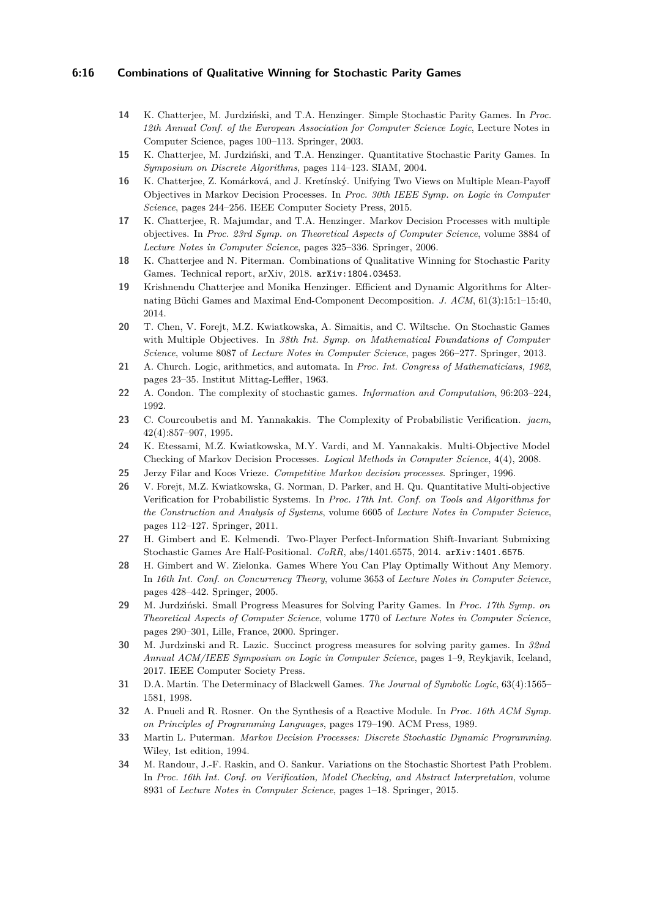14 K. Chatterjee, M. Jurdziński, and T.A. Henzinger. Simple Stochastic Parity Games. In *Proc. 12th Annual Conf. of the European Association for Computer Science Logic*, Lecture Notes in Computer Science, pages 100–113. Springer, 2003.

15 K. Chatterjee, M. Jurdziński, and T.A. Henzinger. Quantitative Stochastic Parity Games. In *Symposium on Discrete Algorithms*, pages 114–123. SIAM, 2004.

16 K. Chatterjee, Z. Komárková, and J. Kretínský. Unifying Two Views on Multiple Mean-Payoff Objectives in Markov Decision Processes. In *Proc. 30th IEEE Symp. on Logic in Computer Science*, pages 244–256. IEEE Computer Society Press, 2015.

17 K. Chatterjee, R. Majumdar, and T.A. Henzinger. Markov Decision Processes with multiple objectives. In *Proc. 23rd Symp. on Theoretical Aspects of Computer Science*, volume 3884 of *Lecture Notes in Computer Science*, pages 325–336. Springer, 2006.

18 K. Chatterjee and N. Piterman. Combinations of Qualitative Winning for Stochastic Parity Games. Technical report, arXiv, 2018. arXiv:1804.03453.

19 Krishnendu Chatterjee and Monika Henzinger. Efficient and Dynamic Algorithms for Alternating Büchi Games and Maximal End-Component Decomposition. *J. ACM*, 61(3):15:1–15:40, 2014.

20 T. Chen, V. Forejt, M.Z. Kwiatkowska, A. Simaitis, and C. Wiltsche. On Stochastic Games with Multiple Objectives. In *38th Int. Symp. on Mathematical Foundations of Computer Science*, volume 8087 of *Lecture Notes in Computer Science*, pages 266–277. Springer, 2013.

21 A. Church. Logic, arithmetics, and automata. In *Proc. Int. Congress of Mathematicians, 1962*, pages 23–35. Institut Mittag-Leffler, 1963.

22 A. Condon. The complexity of stochastic games. *Information and Computation*, 96:203–224, 1992.

23 C. Courcoubetis and M. Yannakakis. The Complexity of Probabilistic Verification. *jacm*, 42(4):857–907, 1995.

24 K. Etessami, M.Z. Kwiatkowska, M.Y. Vardi, and M. Yannakakis. Multi-Objective Model Checking of Markov Decision Processes. *Logical Methods in Computer Science*, 4(4), 2008.

25 Jerzy Filar and Koos Vrieze. *Competitive Markov decision processes*. Springer, 1996.

26 V. Forejt, M.Z. Kwiatkowska, G. Norman, D. Parker, and H. Qu. Quantitative Multi-objective Verification for Probabilistic Systems. In *Proc. 17th Int. Conf. on Tools and Algorithms for the Construction and Analysis of Systems*, volume 6605 of *Lecture Notes in Computer Science*, pages 112–127. Springer, 2011.

27 H. Gimbert and E. Kelmendi. Two-Player Perfect-Information Shift-Invariant Submixing Stochastic Games Are Half-Positional. *CoRR*, abs/1401.6575, 2014. arXiv:1401.6575.

28 H. Gimbert and W. Zielonka. Games Where You Can Play Optimally Without Any Memory. In *16th Int. Conf. on Concurrency Theory*, volume 3653 of *Lecture Notes in Computer Science*, pages 428–442. Springer, 2005.

29 M. Jurdziński. Small Progress Measures for Solving Parity Games. In *Proc. 17th Symp. on Theoretical Aspects of Computer Science*, volume 1770 of *Lecture Notes in Computer Science*, pages 290–301, Lille, France, 2000. Springer.

30 M. Jurdzinski and R. Lazic. Succinct progress measures for solving parity games. In *32nd Annual ACM/IEEE Symposium on Logic in Computer Science*, pages 1–9, Reykjavik, Iceland, 2017. IEEE Computer Society Press.

31 D.A. Martin. The Determinacy of Blackwell Games. *The Journal of Symbolic Logic*, 63(4):1565–1581, 1998.

32 A. Pnueli and R. Rosner. On the Synthesis of a Reactive Module. In *Proc. 16th ACM Symp. on Principles of Programming Languages*, pages 179–190. ACM Press, 1989.

33 Martin L. Puterman. *Markov Decision Processes: Discrete Stochastic Dynamic Programming*. Wiley, 1st edition, 1994.

34 M. Randour, J.-F. Raskin, and O. Sankur. Variations on the Stochastic Shortest Path Problem. In *Proc. 16th Int. Conf. on Verification, Model Checking, and Abstract Interpretation*, volume 8931 of *Lecture Notes in Computer Science*, pages 1–18. Springer, 2015.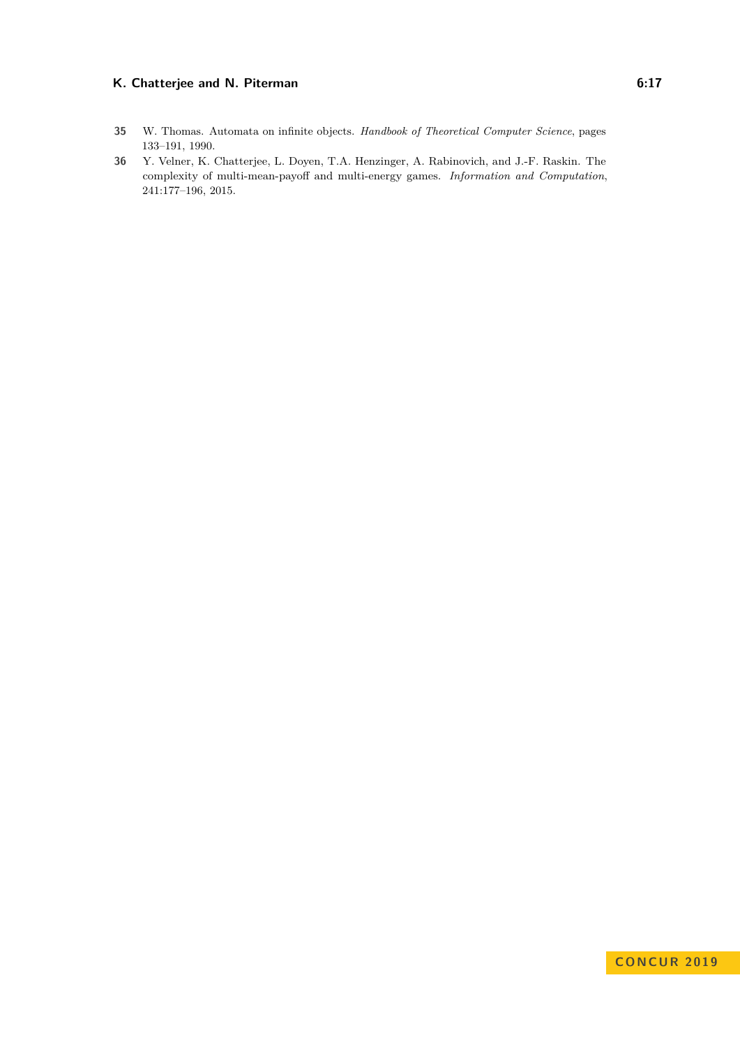35 W. Thomas. Automata on infinite objects. *Handbook of Theoretical Computer Science*, pages 133–191, 1990.

36 Y. Velner, K. Chatterjee, L. Doyen, T.A. Henzinger, A. Rabinovich, and J.-F. Raskin. The complexity of multi-mean-payoff and multi-energy games. *Information and Computation*, 241:177–196, 2015.